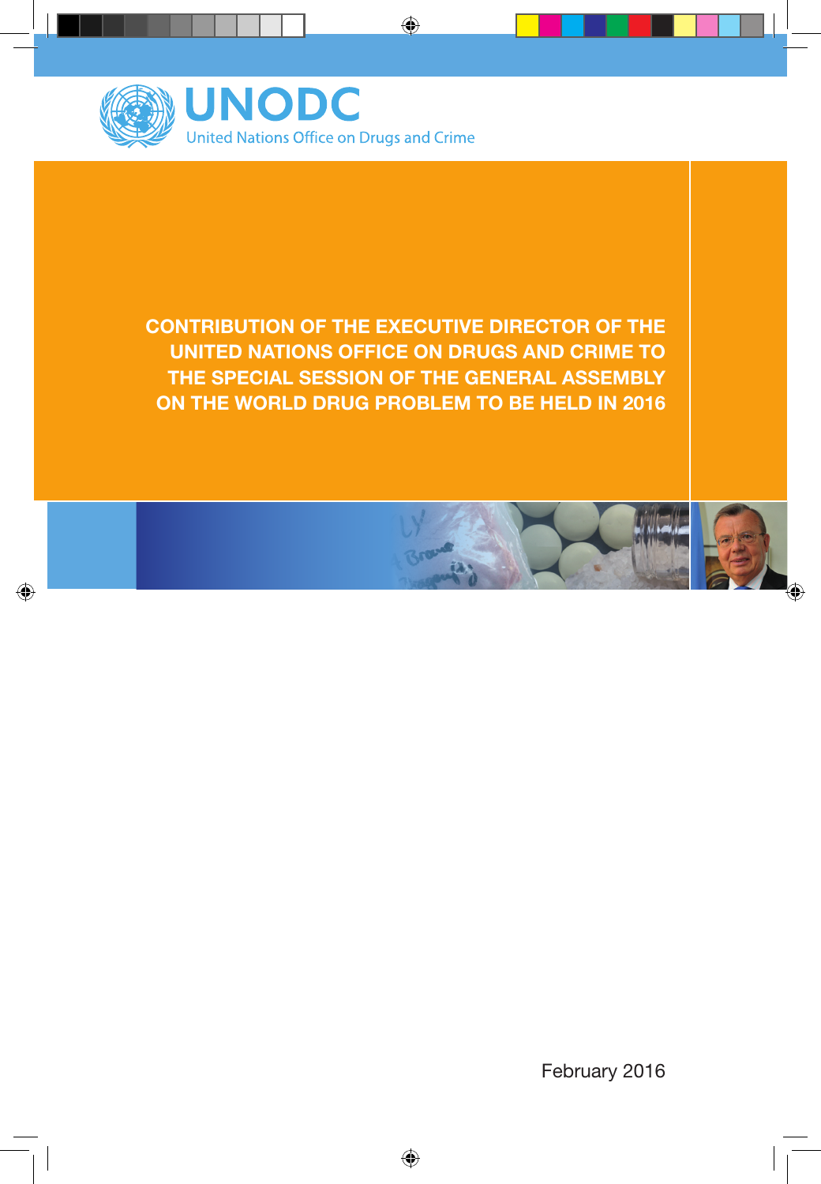UNODC

United Nations Office on Drugs and Crime

# CONTRIBUTION OF THE EXECUTIVE DIRECTOR OF THE UNITED NATIONS OFFICE ON DRUGS AND CRIME TO THE SPECIAL SESSION OF THE GENERAL ASSEMBLY ON THE WORLD DRUG PROBLEM TO BE HELD IN 2016

February 2016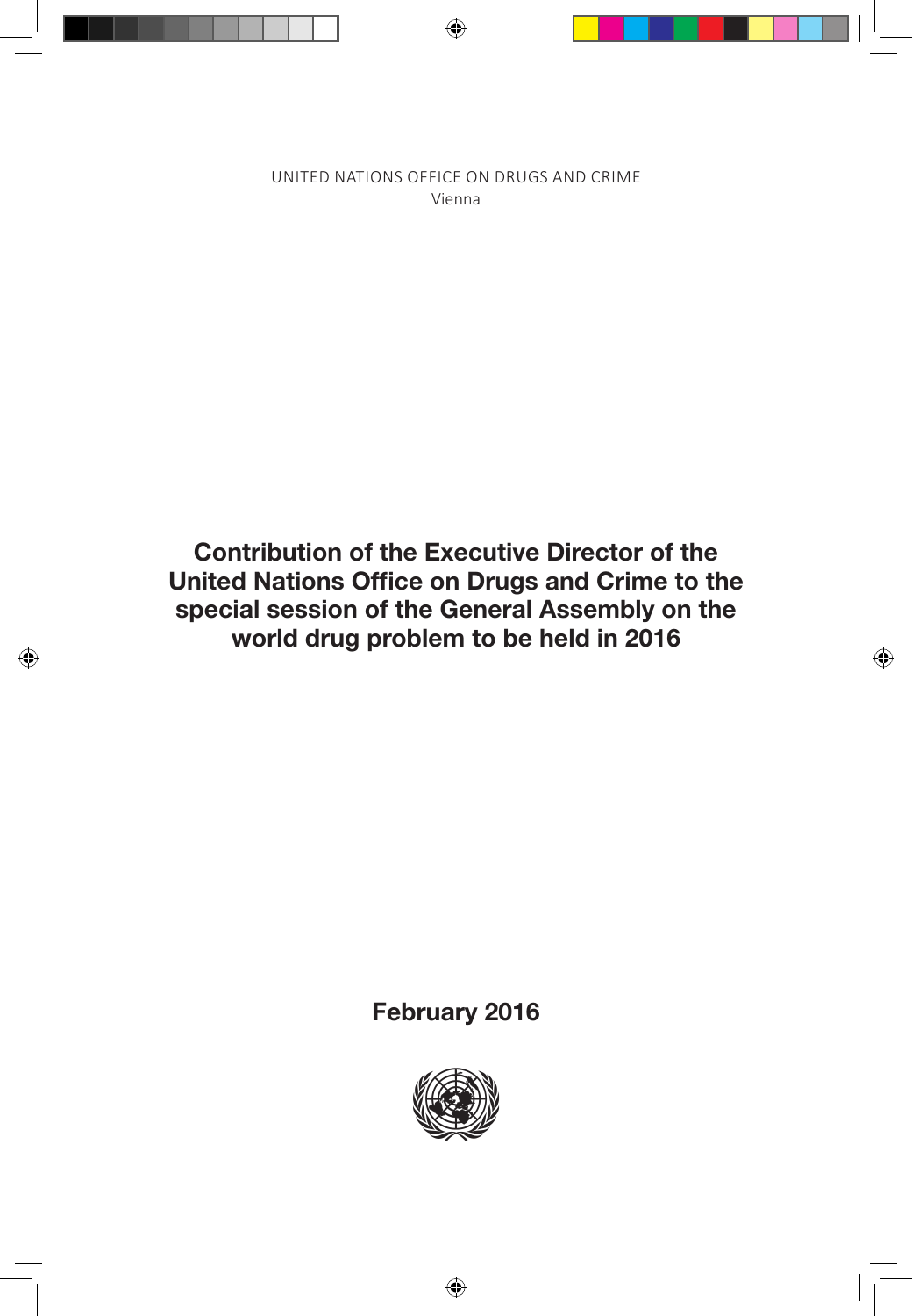UNITED NATIONS OFFICE ON DRUGS AND CRIME
Vienna

# Contribution of the Executive Director of the United Nations Office on Drugs and Crime to the special session of the General Assembly on the world drug problem to be held in 2016

**February 2016**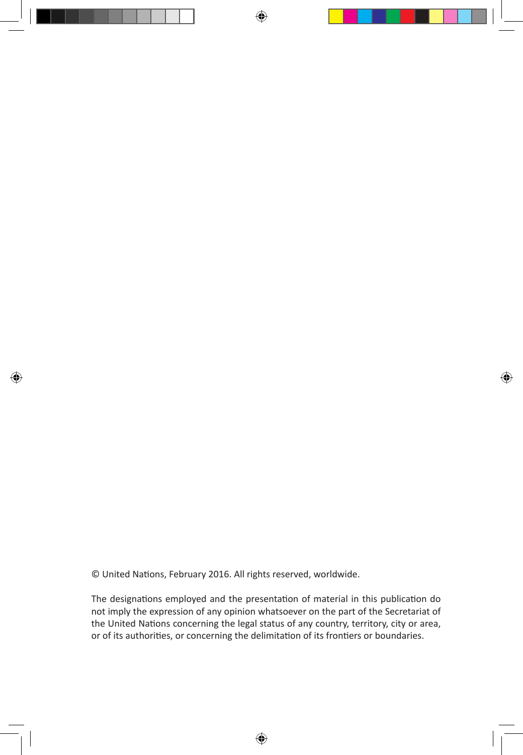© United Nations, February 2016. All rights reserved, worldwide.

The designations employed and the presentation of material in this publication do not imply the expression of any opinion whatsoever on the part of the Secretariat of the United Nations concerning the legal status of any country, territory, city or area, or of its authorities, or concerning the delimitation of its frontiers or boundaries.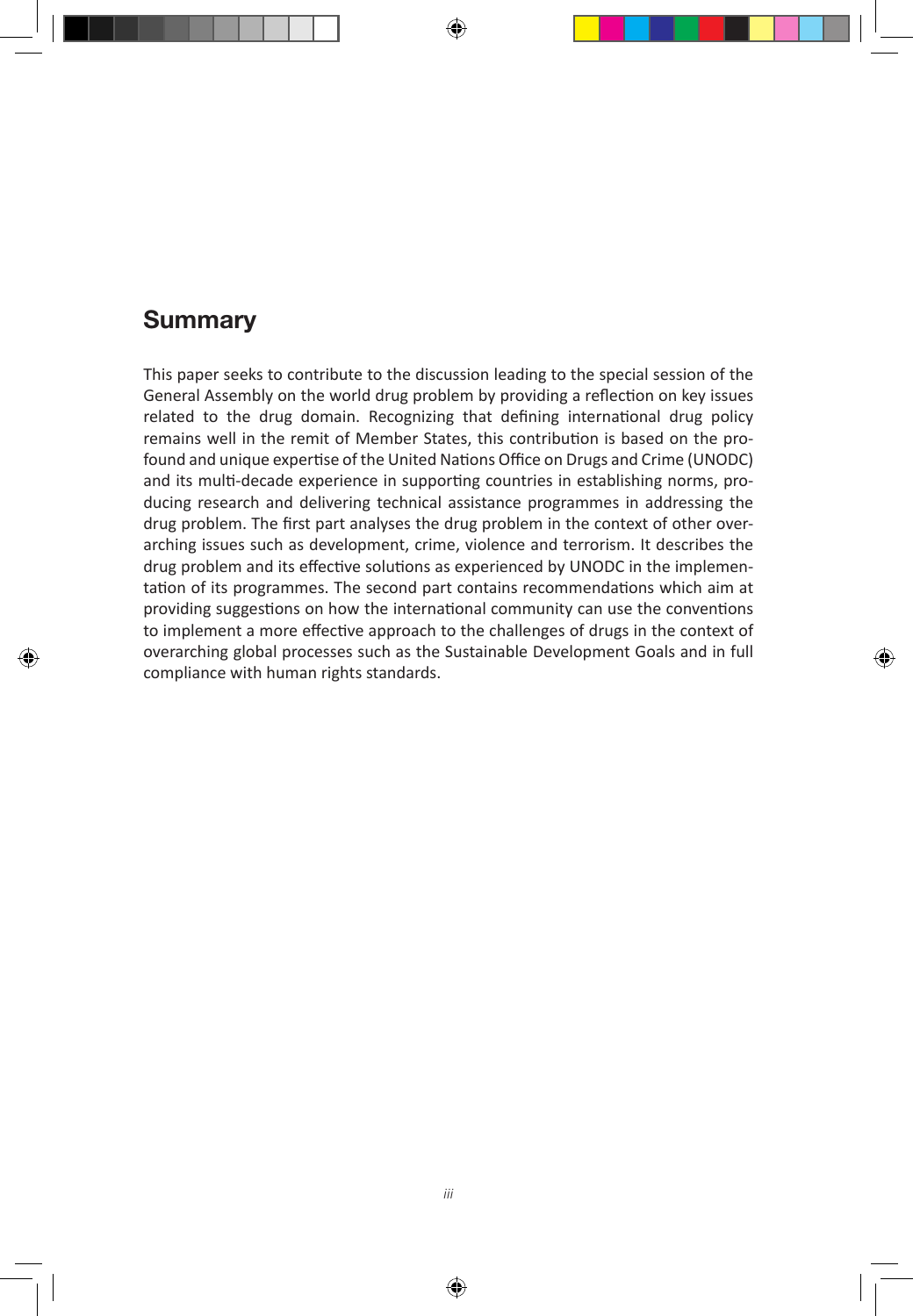## Summary

This paper seeks to contribute to the discussion leading to the special session of the General Assembly on the world drug problem by providing a reflection on key issues related to the drug domain. Recognizing that defining international drug policy remains well in the remit of Member States, this contribution is based on the profound and unique expertise of the United Nations Office on Drugs and Crime (UNODC) and its multi-decade experience in supporting countries in establishing norms, producing research and delivering technical assistance programmes in addressing the drug problem. The first part analyses the drug problem in the context of other overarching issues such as development, crime, violence and terrorism. It describes the drug problem and its effective solutions as experienced by UNODC in the implementation of its programmes. The second part contains recommendations which aim at providing suggestions on how the international community can use the conventions to implement a more effective approach to the challenges of drugs in the context of overarching global processes such as the Sustainable Development Goals and in full compliance with human rights standards.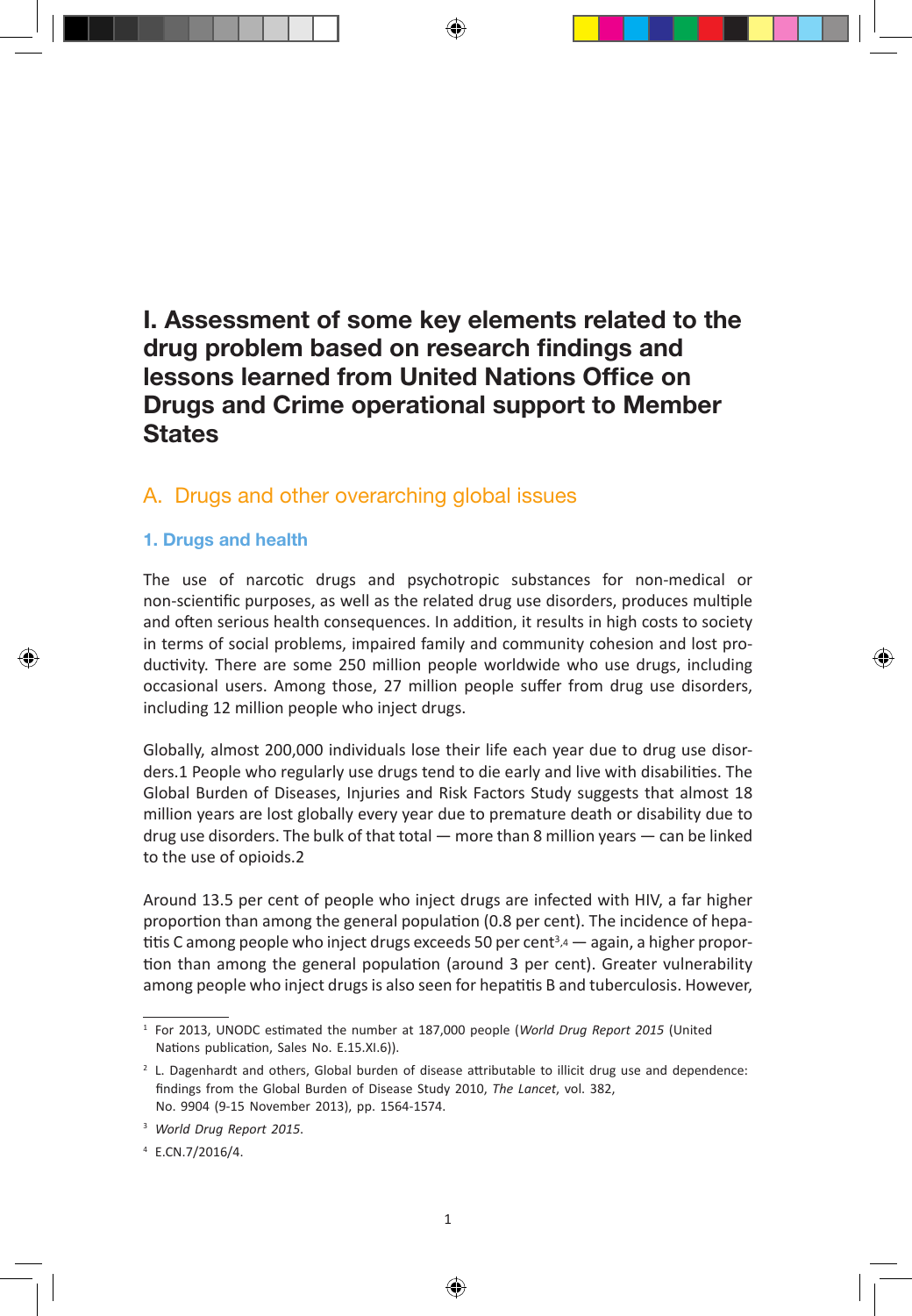# I. Assessment of some key elements related to the drug problem based on research findings and lessons learned from United Nations Office on Drugs and Crime operational support to Member States

## A. Drugs and other overarching global issues

### 1. Drugs and health

The use of narcotic drugs and psychotropic substances for non-medical or non-scientific purposes, as well as the related drug use disorders, produces multiple and often serious health consequences. In addition, it results in high costs to society in terms of social problems, impaired family and community cohesion and lost productivity. There are some 250 million people worldwide who use drugs, including occasional users. Among those, 27 million people suffer from drug use disorders, including 12 million people who inject drugs.

Globally, almost 200,000 individuals lose their life each year due to drug use disorders.[1] People who regularly use drugs tend to die early and live with disabilities. The Global Burden of Diseases, Injuries and Risk Factors Study suggests that almost 18 million years are lost globally every year due to premature death or disability due to drug use disorders. The bulk of that total — more than 8 million years — can be linked to the use of opioids.[2]

Around 13.5 per cent of people who inject drugs are infected with HIV, a far higher proportion than among the general population (0.8 per cent). The incidence of hepatitis C among people who inject drugs exceeds 50 per cent[3,4] — again, a higher proportion than among the general population (around 3 per cent). Greater vulnerability among people who inject drugs is also seen for hepatitis B and tuberculosis. However,

---

[1] For 2013, UNODC estimated the number at 187,000 people (*World Drug Report 2015* (United Nations publication, Sales No. E.15.XI.6)).

[2] L. Dagenhardt and others, Global burden of disease attributable to illicit drug use and dependence: findings from the Global Burden of Disease Study 2010, *The Lancet*, vol. 382, No. 9904 (9-15 November 2013), pp. 1564-1574.

[3] *World Drug Report 2015*.

[4] E.CN.7/2016/4.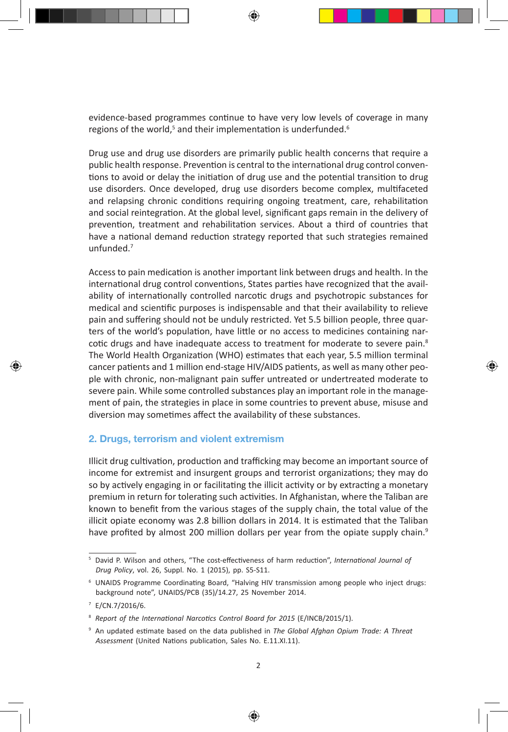evidence-based programmes continue to have very low levels of coverage in many regions of the world,[5] and their implementation is underfunded.[6]

Drug use and drug use disorders are primarily public health concerns that require a public health response. Prevention is central to the international drug control conventions to avoid or delay the initiation of drug use and the potential transition to drug use disorders. Once developed, drug use disorders become complex, multifaceted and relapsing chronic conditions requiring ongoing treatment, care, rehabilitation and social reintegration. At the global level, significant gaps remain in the delivery of prevention, treatment and rehabilitation services. About a third of countries that have a national demand reduction strategy reported that such strategies remained unfunded.[7]

Access to pain medication is another important link between drugs and health. In the international drug control conventions, States parties have recognized that the availability of internationally controlled narcotic drugs and psychotropic substances for medical and scientific purposes is indispensable and that their availability to relieve pain and suffering should not be unduly restricted. Yet 5.5 billion people, three quarters of the world's population, have little or no access to medicines containing narcotic drugs and have inadequate access to treatment for moderate to severe pain.[8] The World Health Organization (WHO) estimates that each year, 5.5 million terminal cancer patients and 1 million end-stage HIV/AIDS patients, as well as many other people with chronic, non-malignant pain suffer untreated or undertreated moderate to severe pain. While some controlled substances play an important role in the management of pain, the strategies in place in some countries to prevent abuse, misuse and diversion may sometimes affect the availability of these substances.

## 2. Drugs, terrorism and violent extremism

Illicit drug cultivation, production and trafficking may become an important source of income for extremist and insurgent groups and terrorist organizations; they may do so by actively engaging in or facilitating the illicit activity or by extracting a monetary premium in return for tolerating such activities. In Afghanistan, where the Taliban are known to benefit from the various stages of the supply chain, the total value of the illicit opiate economy was 2.8 billion dollars in 2014. It is estimated that the Taliban have profited by almost 200 million dollars per year from the opiate supply chain.[9]

---

[5] David P. Wilson and others, "The cost-effectiveness of harm reduction", *International Journal of Drug Policy*, vol. 26, Suppl. No. 1 (2015), pp. S5-S11.

[6] UNAIDS Programme Coordinating Board, "Halving HIV transmission among people who inject drugs: background note", UNAIDS/PCB (35)/14.27, 25 November 2014.

[7] E/CN.7/2016/6.

[8] *Report of the International Narcotics Control Board for 2015* (E/INCB/2015/1).

[9] An updated estimate based on the data published in *The Global Afghan Opium Trade: A Threat Assessment* (United Nations publication, Sales No. E.11.XI.11).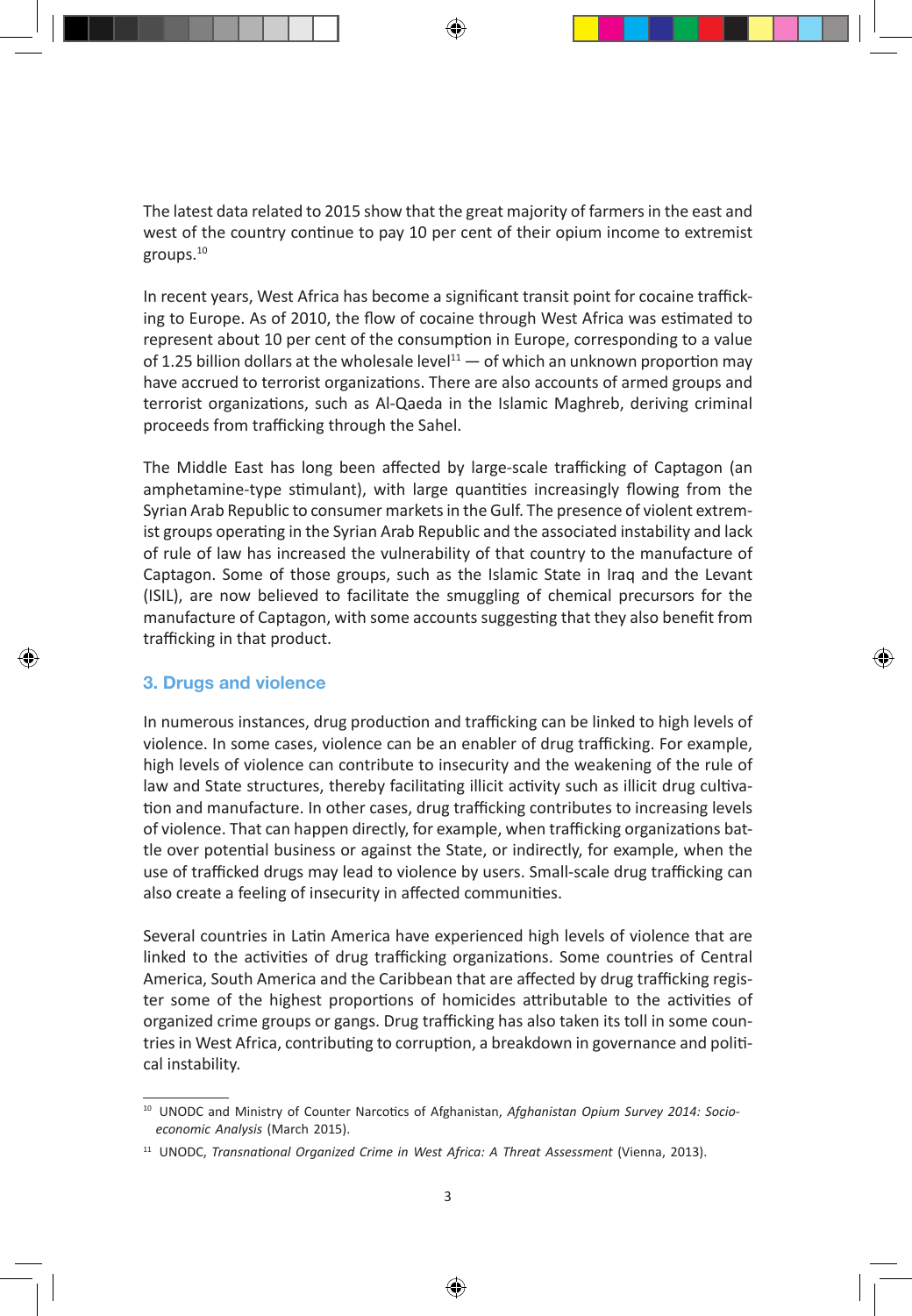The latest data related to 2015 show that the great majority of farmers in the east and west of the country continue to pay 10 per cent of their opium income to extremist groups.[10]

In recent years, West Africa has become a significant transit point for cocaine trafficking to Europe. As of 2010, the flow of cocaine through West Africa was estimated to represent about 10 per cent of the consumption in Europe, corresponding to a value of 1.25 billion dollars at the wholesale level[11] — of which an unknown proportion may have accrued to terrorist organizations. There are also accounts of armed groups and terrorist organizations, such as Al-Qaeda in the Islamic Maghreb, deriving criminal proceeds from trafficking through the Sahel.

The Middle East has long been affected by large-scale trafficking of Captagon (an amphetamine-type stimulant), with large quantities increasingly flowing from the Syrian Arab Republic to consumer markets in the Gulf. The presence of violent extremist groups operating in the Syrian Arab Republic and the associated instability and lack of rule of law has increased the vulnerability of that country to the manufacture of Captagon. Some of those groups, such as the Islamic State in Iraq and the Levant (ISIL), are now believed to facilitate the smuggling of chemical precursors for the manufacture of Captagon, with some accounts suggesting that they also benefit from trafficking in that product.

### 3. Drugs and violence

In numerous instances, drug production and trafficking can be linked to high levels of violence. In some cases, violence can be an enabler of drug trafficking. For example, high levels of violence can contribute to insecurity and the weakening of the rule of law and State structures, thereby facilitating illicit activity such as illicit drug cultivation and manufacture. In other cases, drug trafficking contributes to increasing levels of violence. That can happen directly, for example, when trafficking organizations battle over potential business or against the State, or indirectly, for example, when the use of trafficked drugs may lead to violence by users. Small-scale drug trafficking can also create a feeling of insecurity in affected communities.

Several countries in Latin America have experienced high levels of violence that are linked to the activities of drug trafficking organizations. Some countries of Central America, South America and the Caribbean that are affected by drug trafficking register some of the highest proportions of homicides attributable to the activities of organized crime groups or gangs. Drug trafficking has also taken its toll in some countries in West Africa, contributing to corruption, a breakdown in governance and political instability.

---

[10] UNODC and Ministry of Counter Narcotics of Afghanistan, *Afghanistan Opium Survey 2014: Socio-economic Analysis* (March 2015).

[11] UNODC, *Transnational Organized Crime in West Africa: A Threat Assessment* (Vienna, 2013).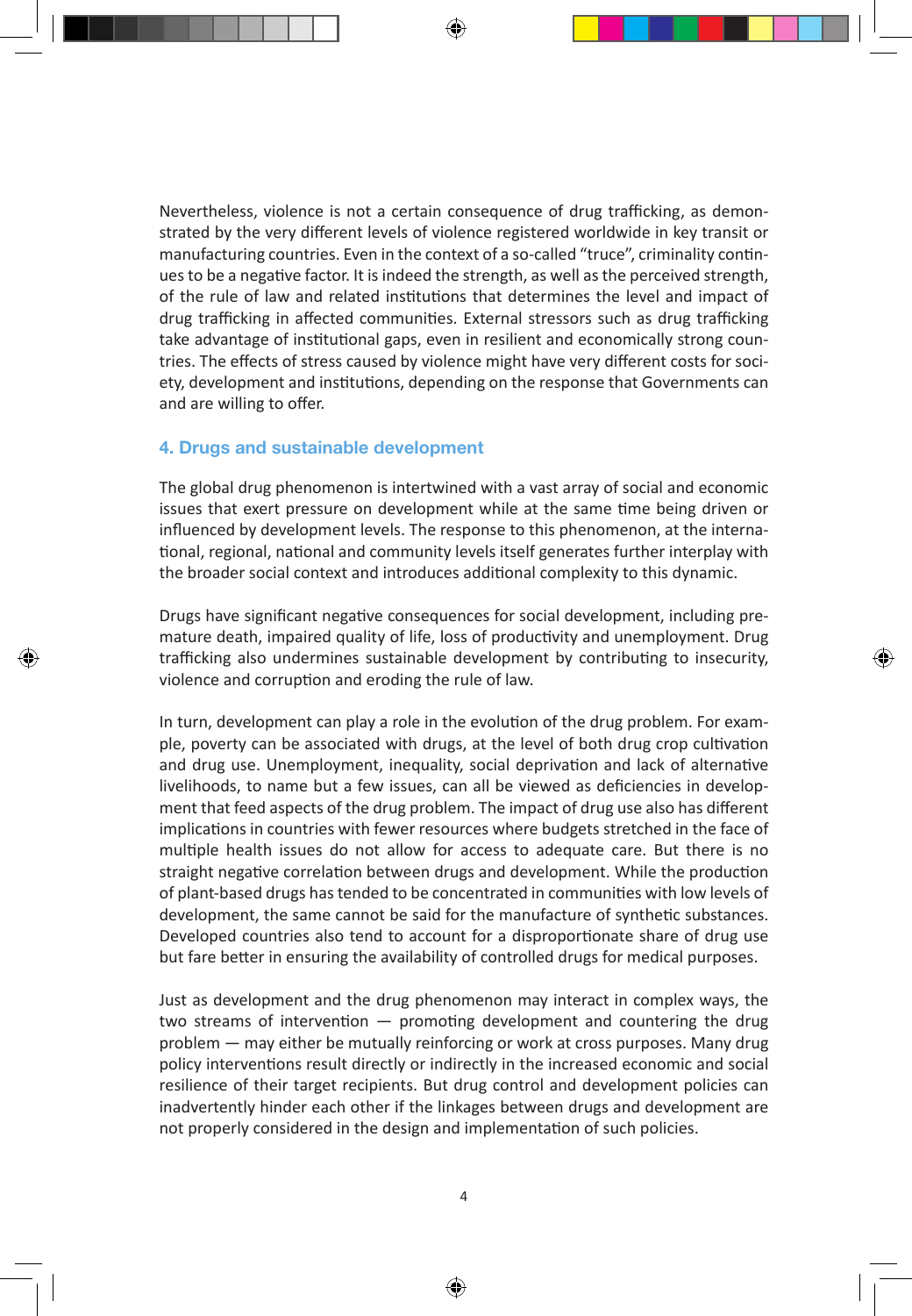Nevertheless, violence is not a certain consequence of drug trafficking, as demonstrated by the very different levels of violence registered worldwide in key transit or manufacturing countries. Even in the context of a so-called "truce", criminality continues to be a negative factor. It is indeed the strength, as well as the perceived strength, of the rule of law and related institutions that determines the level and impact of drug trafficking in affected communities. External stressors such as drug trafficking take advantage of institutional gaps, even in resilient and economically strong countries. The effects of stress caused by violence might have very different costs for society, development and institutions, depending on the response that Governments can and are willing to offer.

## 4. Drugs and sustainable development

The global drug phenomenon is intertwined with a vast array of social and economic issues that exert pressure on development while at the same time being driven or influenced by development levels. The response to this phenomenon, at the international, regional, national and community levels itself generates further interplay with the broader social context and introduces additional complexity to this dynamic.

Drugs have significant negative consequences for social development, including premature death, impaired quality of life, loss of productivity and unemployment. Drug trafficking also undermines sustainable development by contributing to insecurity, violence and corruption and eroding the rule of law.

In turn, development can play a role in the evolution of the drug problem. For example, poverty can be associated with drugs, at the level of both drug crop cultivation and drug use. Unemployment, inequality, social deprivation and lack of alternative livelihoods, to name but a few issues, can all be viewed as deficiencies in development that feed aspects of the drug problem. The impact of drug use also has different implications in countries with fewer resources where budgets stretched in the face of multiple health issues do not allow for access to adequate care. But there is no straight negative correlation between drugs and development. While the production of plant-based drugs has tended to be concentrated in communities with low levels of development, the same cannot be said for the manufacture of synthetic substances. Developed countries also tend to account for a disproportionate share of drug use but fare better in ensuring the availability of controlled drugs for medical purposes.

Just as development and the drug phenomenon may interact in complex ways, the two streams of intervention — promoting development and countering the drug problem — may either be mutually reinforcing or work at cross purposes. Many drug policy interventions result directly or indirectly in the increased economic and social resilience of their target recipients. But drug control and development policies can inadvertently hinder each other if the linkages between drugs and development are not properly considered in the design and implementation of such policies.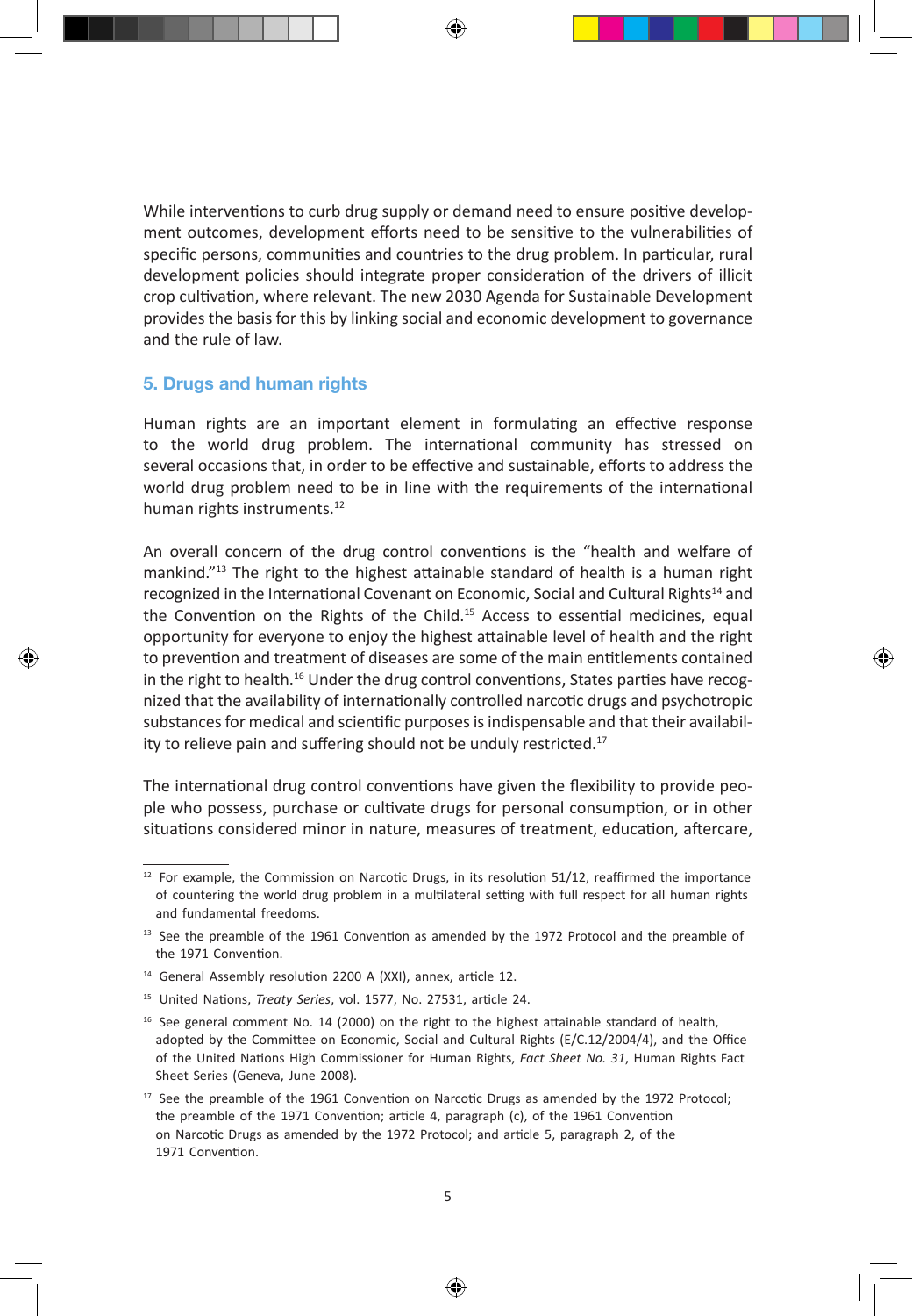While interventions to curb drug supply or demand need to ensure positive development outcomes, development efforts need to be sensitive to the vulnerabilities of specific persons, communities and countries to the drug problem. In particular, rural development policies should integrate proper consideration of the drivers of illicit crop cultivation, where relevant. The new 2030 Agenda for Sustainable Development provides the basis for this by linking social and economic development to governance and the rule of law.

## 5. Drugs and human rights

Human rights are an important element in formulating an effective response to the world drug problem. The international community has stressed on several occasions that, in order to be effective and sustainable, efforts to address the world drug problem need to be in line with the requirements of the international human rights instruments.[12]

An overall concern of the drug control conventions is the "health and welfare of mankind."[13] The right to the highest attainable standard of health is a human right recognized in the International Covenant on Economic, Social and Cultural Rights[14] and the Convention on the Rights of the Child.[15] Access to essential medicines, equal opportunity for everyone to enjoy the highest attainable level of health and the right to prevention and treatment of diseases are some of the main entitlements contained in the right to health.[16] Under the drug control conventions, States parties have recognized that the availability of internationally controlled narcotic drugs and psychotropic substances for medical and scientific purposes is indispensable and that their availability to relieve pain and suffering should not be unduly restricted.[17]

The international drug control conventions have given the flexibility to provide people who possess, purchase or cultivate drugs for personal consumption, or in other situations considered minor in nature, measures of treatment, education, aftercare,

---

[12] For example, the Commission on Narcotic Drugs, in its resolution 51/12, reaffirmed the importance of countering the world drug problem in a multilateral setting with full respect for all human rights and fundamental freedoms.

[13] See the preamble of the 1961 Convention as amended by the 1972 Protocol and the preamble of the 1971 Convention.

[14] General Assembly resolution 2200 A (XXI), annex, article 12.

[15] United Nations, *Treaty Series*, vol. 1577, No. 27531, article 24.

[16] See general comment No. 14 (2000) on the right to the highest attainable standard of health, adopted by the Committee on Economic, Social and Cultural Rights (E/C.12/2004/4), and the Office of the United Nations High Commissioner for Human Rights, *Fact Sheet No. 31*, Human Rights Fact Sheet Series (Geneva, June 2008).

[17] See the preamble of the 1961 Convention on Narcotic Drugs as amended by the 1972 Protocol; the preamble of the 1971 Convention; article 4, paragraph (c), of the 1961 Convention on Narcotic Drugs as amended by the 1972 Protocol; and article 5, paragraph 2, of the 1971 Convention.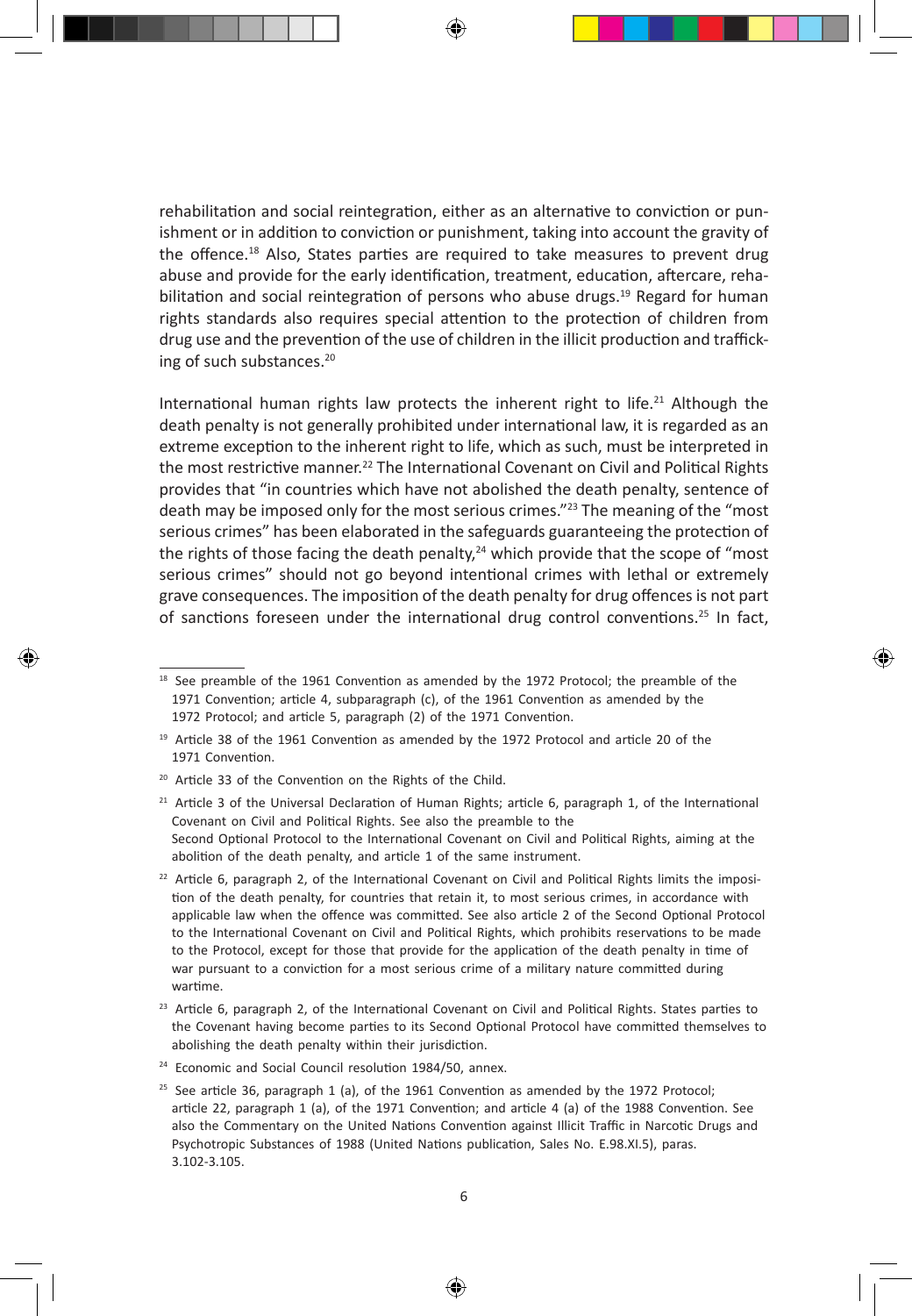rehabilitation and social reintegration, either as an alternative to conviction or punishment or in addition to conviction or punishment, taking into account the gravity of the offence.[18] Also, States parties are required to take measures to prevent drug abuse and provide for the early identification, treatment, education, aftercare, rehabilitation and social reintegration of persons who abuse drugs.[19] Regard for human rights standards also requires special attention to the protection of children from drug use and the prevention of the use of children in the illicit production and trafficking of such substances.[20]

International human rights law protects the inherent right to life.[21] Although the death penalty is not generally prohibited under international law, it is regarded as an extreme exception to the inherent right to life, which as such, must be interpreted in the most restrictive manner.[22] The International Covenant on Civil and Political Rights provides that "in countries which have not abolished the death penalty, sentence of death may be imposed only for the most serious crimes."[23] The meaning of the "most serious crimes" has been elaborated in the safeguards guaranteeing the protection of the rights of those facing the death penalty,[24] which provide that the scope of "most serious crimes" should not go beyond intentional crimes with lethal or extremely grave consequences. The imposition of the death penalty for drug offences is not part of sanctions foreseen under the international drug control conventions.[25] In fact,

---

[18] See preamble of the 1961 Convention as amended by the 1972 Protocol; the preamble of the 1971 Convention; article 4, subparagraph (c), of the 1961 Convention as amended by the 1972 Protocol; and article 5, paragraph (2) of the 1971 Convention.

[19] Article 38 of the 1961 Convention as amended by the 1972 Protocol and article 20 of the 1971 Convention.

[20] Article 33 of the Convention on the Rights of the Child.

[21] Article 3 of the Universal Declaration of Human Rights; article 6, paragraph 1, of the International Covenant on Civil and Political Rights. See also the preamble to the Second Optional Protocol to the International Covenant on Civil and Political Rights, aiming at the abolition of the death penalty, and article 1 of the same instrument.

[22] Article 6, paragraph 2, of the International Covenant on Civil and Political Rights limits the imposition of the death penalty, for countries that retain it, to most serious crimes, in accordance with applicable law when the offence was committed. See also article 2 of the Second Optional Protocol to the International Covenant on Civil and Political Rights, which prohibits reservations to be made to the Protocol, except for those that provide for the application of the death penalty in time of war pursuant to a conviction for a most serious crime of a military nature committed during wartime.

[23] Article 6, paragraph 2, of the International Covenant on Civil and Political Rights. States parties to the Covenant having become parties to its Second Optional Protocol have committed themselves to abolishing the death penalty within their jurisdiction.

[24] Economic and Social Council resolution 1984/50, annex.

[25] See article 36, paragraph 1 (a), of the 1961 Convention as amended by the 1972 Protocol; article 22, paragraph 1 (a), of the 1971 Convention; and article 4 (a) of the 1988 Convention. See also the Commentary on the United Nations Convention against Illicit Traffic in Narcotic Drugs and Psychotropic Substances of 1988 (United Nations publication, Sales No. E.98.XI.5), paras. 3.102-3.105.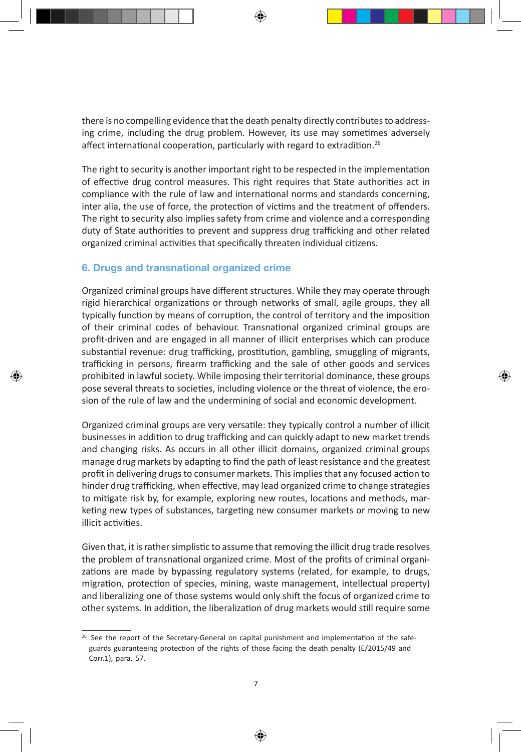there is no compelling evidence that the death penalty directly contributes to addressing crime, including the drug problem. However, its use may sometimes adversely affect international cooperation, particularly with regard to extradition.[26]

The right to security is another important right to be respected in the implementation of effective drug control measures. This right requires that State authorities act in compliance with the rule of law and international norms and standards concerning, inter alia, the use of force, the protection of victims and the treatment of offenders. The right to security also implies safety from crime and violence and a corresponding duty of State authorities to prevent and suppress drug trafficking and other related organized criminal activities that specifically threaten individual citizens.

## 6. Drugs and transnational organized crime

Organized criminal groups have different structures. While they may operate through rigid hierarchical organizations or through networks of small, agile groups, they all typically function by means of corruption, the control of territory and the imposition of their criminal codes of behaviour. Transnational organized criminal groups are profit-driven and are engaged in all manner of illicit enterprises which can produce substantial revenue: drug trafficking, prostitution, gambling, smuggling of migrants, trafficking in persons, firearm trafficking and the sale of other goods and services prohibited in lawful society. While imposing their territorial dominance, these groups pose several threats to societies, including violence or the threat of violence, the erosion of the rule of law and the undermining of social and economic development.

Organized criminal groups are very versatile: they typically control a number of illicit businesses in addition to drug trafficking and can quickly adapt to new market trends and changing risks. As occurs in all other illicit domains, organized criminal groups manage drug markets by adapting to find the path of least resistance and the greatest profit in delivering drugs to consumer markets. This implies that any focused action to hinder drug trafficking, when effective, may lead organized crime to change strategies to mitigate risk by, for example, exploring new routes, locations and methods, marketing new types of substances, targeting new consumer markets or moving to new illicit activities.

Given that, it is rather simplistic to assume that removing the illicit drug trade resolves the problem of transnational organized crime. Most of the profits of criminal organizations are made by bypassing regulatory systems (related, for example, to drugs, migration, protection of species, mining, waste management, intellectual property) and liberalizing one of those systems would only shift the focus of organized crime to other systems. In addition, the liberalization of drug markets would still require some

---

[26] See the report of the Secretary-General on capital punishment and implementation of the safeguards guaranteeing protection of the rights of those facing the death penalty (E/2015/49 and Corr.1), para. 57.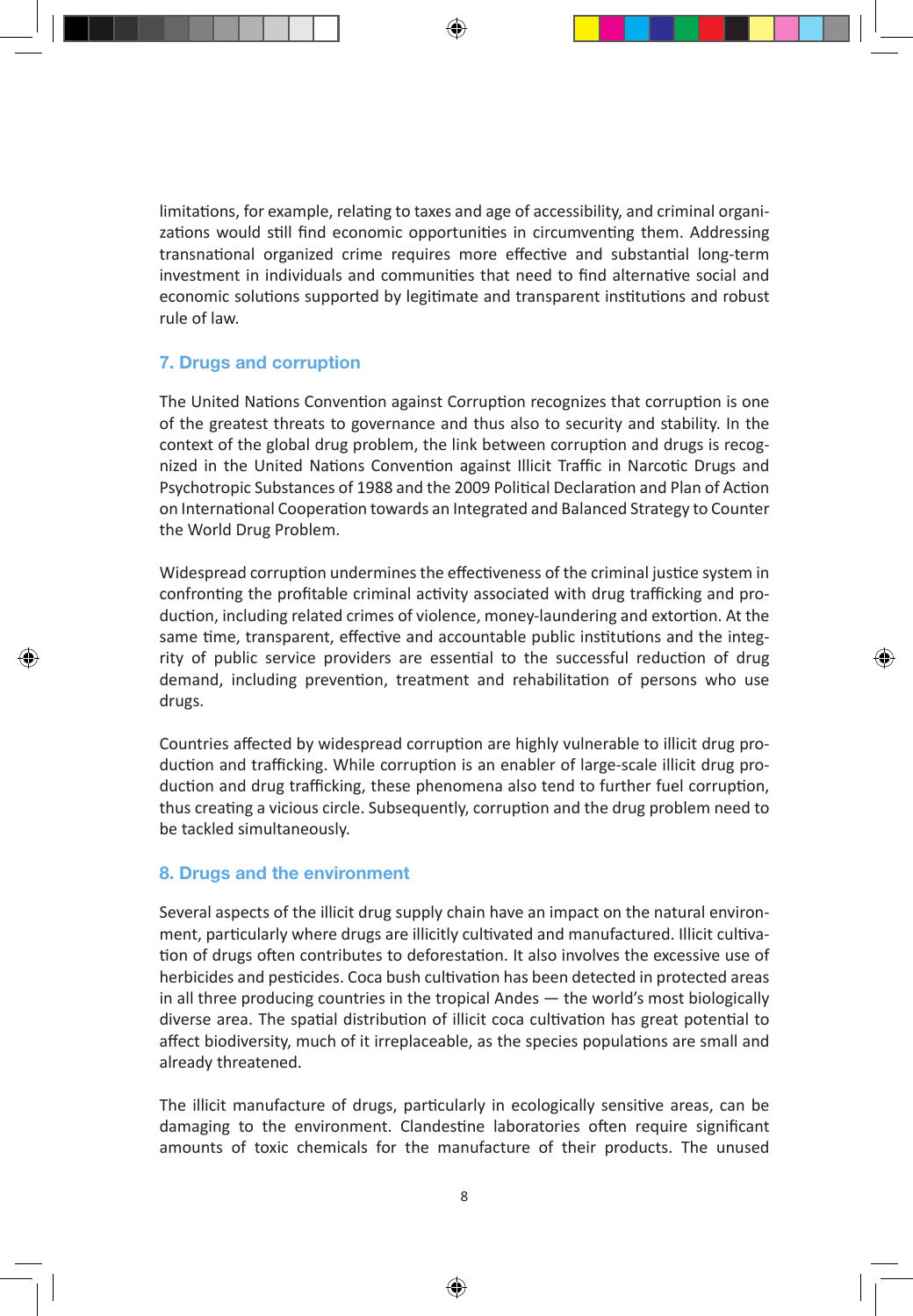limitations, for example, relating to taxes and age of accessibility, and criminal organizations would still find economic opportunities in circumventing them. Addressing transnational organized crime requires more effective and substantial long-term investment in individuals and communities that need to find alternative social and economic solutions supported by legitimate and transparent institutions and robust rule of law.

### 7. Drugs and corruption

The United Nations Convention against Corruption recognizes that corruption is one of the greatest threats to governance and thus also to security and stability. In the context of the global drug problem, the link between corruption and drugs is recognized in the United Nations Convention against Illicit Traffic in Narcotic Drugs and Psychotropic Substances of 1988 and the 2009 Political Declaration and Plan of Action on International Cooperation towards an Integrated and Balanced Strategy to Counter the World Drug Problem.

Widespread corruption undermines the effectiveness of the criminal justice system in confronting the profitable criminal activity associated with drug trafficking and production, including related crimes of violence, money-laundering and extortion. At the same time, transparent, effective and accountable public institutions and the integrity of public service providers are essential to the successful reduction of drug demand, including prevention, treatment and rehabilitation of persons who use drugs.

Countries affected by widespread corruption are highly vulnerable to illicit drug production and trafficking. While corruption is an enabler of large-scale illicit drug production and drug trafficking, these phenomena also tend to further fuel corruption, thus creating a vicious circle. Subsequently, corruption and the drug problem need to be tackled simultaneously.

### 8. Drugs and the environment

Several aspects of the illicit drug supply chain have an impact on the natural environment, particularly where drugs are illicitly cultivated and manufactured. Illicit cultivation of drugs often contributes to deforestation. It also involves the excessive use of herbicides and pesticides. Coca bush cultivation has been detected in protected areas in all three producing countries in the tropical Andes — the world's most biologically diverse area. The spatial distribution of illicit coca cultivation has great potential to affect biodiversity, much of it irreplaceable, as the species populations are small and already threatened.

The illicit manufacture of drugs, particularly in ecologically sensitive areas, can be damaging to the environment. Clandestine laboratories often require significant amounts of toxic chemicals for the manufacture of their products. The unused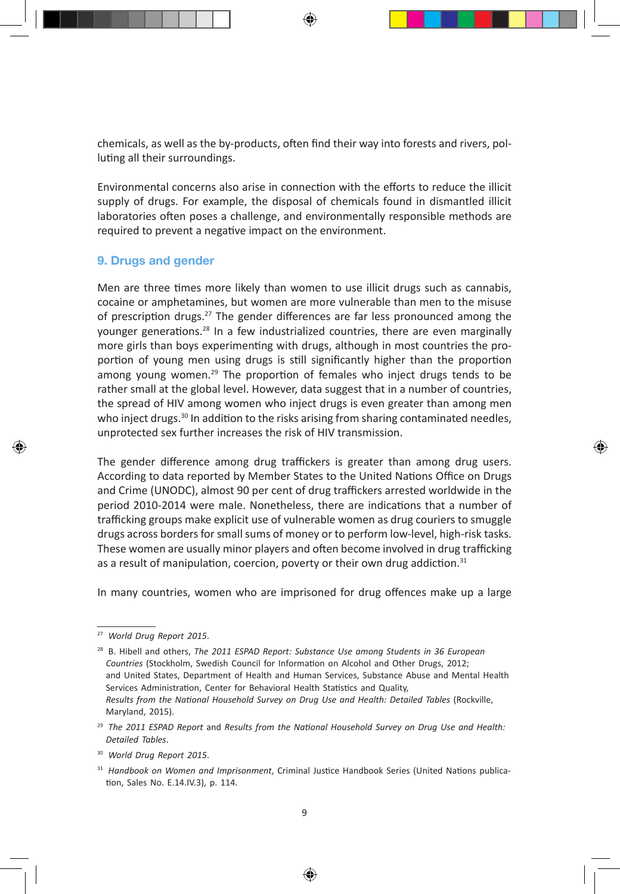chemicals, as well as the by-products, often find their way into forests and rivers, polluting all their surroundings.

Environmental concerns also arise in connection with the efforts to reduce the illicit supply of drugs. For example, the disposal of chemicals found in dismantled illicit laboratories often poses a challenge, and environmentally responsible methods are required to prevent a negative impact on the environment.

### 9. Drugs and gender

Men are three times more likely than women to use illicit drugs such as cannabis, cocaine or amphetamines, but women are more vulnerable than men to the misuse of prescription drugs.[27] The gender differences are far less pronounced among the younger generations.[28] In a few industrialized countries, there are even marginally more girls than boys experimenting with drugs, although in most countries the proportion of young men using drugs is still significantly higher than the proportion among young women.[29] The proportion of females who inject drugs tends to be rather small at the global level. However, data suggest that in a number of countries, the spread of HIV among women who inject drugs is even greater than among men who inject drugs.[30] In addition to the risks arising from sharing contaminated needles, unprotected sex further increases the risk of HIV transmission.

The gender difference among drug traffickers is greater than among drug users. According to data reported by Member States to the United Nations Office on Drugs and Crime (UNODC), almost 90 per cent of drug traffickers arrested worldwide in the period 2010-2014 were male. Nonetheless, there are indications that a number of trafficking groups make explicit use of vulnerable women as drug couriers to smuggle drugs across borders for small sums of money or to perform low-level, high-risk tasks. These women are usually minor players and often become involved in drug trafficking as a result of manipulation, coercion, poverty or their own drug addiction.[31]

In many countries, women who are imprisoned for drug offences make up a large

---

[27] *World Drug Report 2015*.

[28] B. Hibell and others, *The 2011 ESPAD Report: Substance Use among Students in 36 European Countries* (Stockholm, Swedish Council for Information on Alcohol and Other Drugs, 2012; and United States, Department of Health and Human Services, Substance Abuse and Mental Health Services Administration, Center for Behavioral Health Statistics and Quality, *Results from the National Household Survey on Drug Use and Health: Detailed Tables* (Rockville, Maryland, 2015).

[29] *The 2011 ESPAD Report* and *Results from the National Household Survey on Drug Use and Health: Detailed Tables*.

[30] *World Drug Report 2015*.

[31] *Handbook on Women and Imprisonment*, Criminal Justice Handbook Series (United Nations publication, Sales No. E.14.IV.3), p. 114.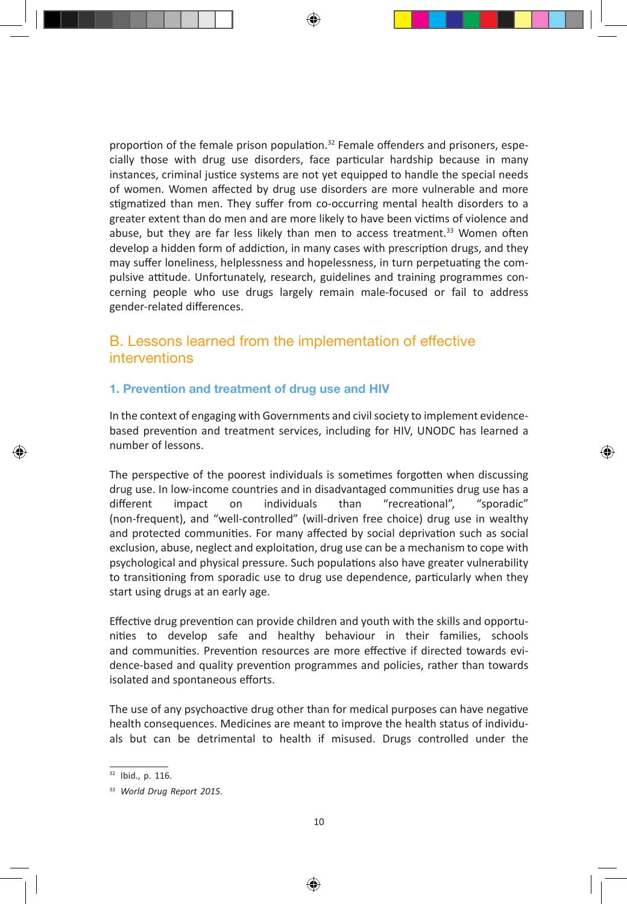proportion of the female prison population.[32] Female offenders and prisoners, especially those with drug use disorders, face particular hardship because in many instances, criminal justice systems are not yet equipped to handle the special needs of women. Women affected by drug use disorders are more vulnerable and more stigmatized than men. They suffer from co-occurring mental health disorders to a greater extent than do men and are more likely to have been victims of violence and abuse, but they are far less likely than men to access treatment.[33] Women often develop a hidden form of addiction, in many cases with prescription drugs, and they may suffer loneliness, helplessness and hopelessness, in turn perpetuating the compulsive attitude. Unfortunately, research, guidelines and training programmes concerning people who use drugs largely remain male-focused or fail to address gender-related differences.

## B. Lessons learned from the implementation of effective interventions

### 1. Prevention and treatment of drug use and HIV

In the context of engaging with Governments and civil society to implement evidence-based prevention and treatment services, including for HIV, UNODC has learned a number of lessons.

The perspective of the poorest individuals is sometimes forgotten when discussing drug use. In low-income countries and in disadvantaged communities drug use has a different impact on individuals than "recreational", "sporadic" (non-frequent), and "well-controlled" (will-driven free choice) drug use in wealthy and protected communities. For many affected by social deprivation such as social exclusion, abuse, neglect and exploitation, drug use can be a mechanism to cope with psychological and physical pressure. Such populations also have greater vulnerability to transitioning from sporadic use to drug use dependence, particularly when they start using drugs at an early age.

Effective drug prevention can provide children and youth with the skills and opportunities to develop safe and healthy behaviour in their families, schools and communities. Prevention resources are more effective if directed towards evidence-based and quality prevention programmes and policies, rather than towards isolated and spontaneous efforts.

The use of any psychoactive drug other than for medical purposes can have negative health consequences. Medicines are meant to improve the health status of individuals but can be detrimental to health if misused. Drugs controlled under the

---

[32] Ibid., p. 116.

[33] *World Drug Report 2015*.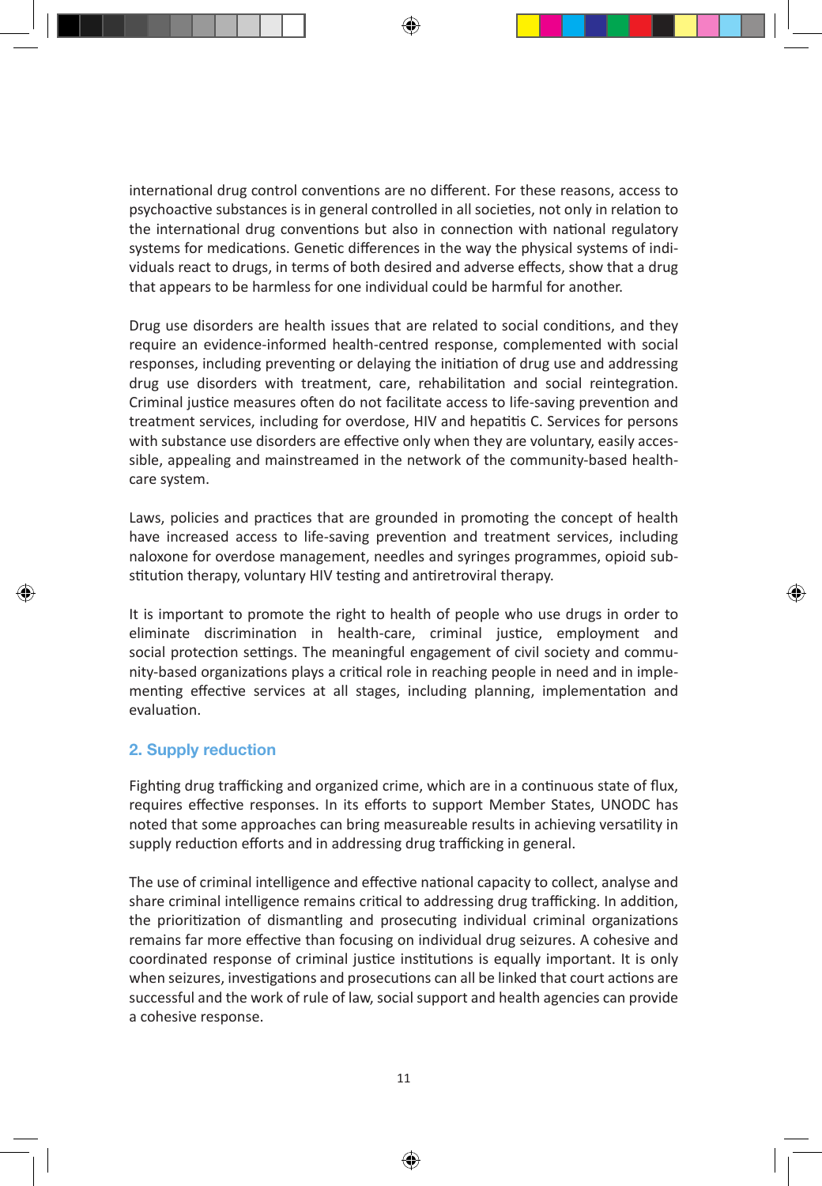international drug control conventions are no different. For these reasons, access to psychoactive substances is in general controlled in all societies, not only in relation to the international drug conventions but also in connection with national regulatory systems for medications. Genetic differences in the way the physical systems of individuals react to drugs, in terms of both desired and adverse effects, show that a drug that appears to be harmless for one individual could be harmful for another.

Drug use disorders are health issues that are related to social conditions, and they require an evidence-informed health-centred response, complemented with social responses, including preventing or delaying the initiation of drug use and addressing drug use disorders with treatment, care, rehabilitation and social reintegration. Criminal justice measures often do not facilitate access to life-saving prevention and treatment services, including for overdose, HIV and hepatitis C. Services for persons with substance use disorders are effective only when they are voluntary, easily accessible, appealing and mainstreamed in the network of the community-based health-care system.

Laws, policies and practices that are grounded in promoting the concept of health have increased access to life-saving prevention and treatment services, including naloxone for overdose management, needles and syringes programmes, opioid substitution therapy, voluntary HIV testing and antiretroviral therapy.

It is important to promote the right to health of people who use drugs in order to eliminate discrimination in health-care, criminal justice, employment and social protection settings. The meaningful engagement of civil society and community-based organizations plays a critical role in reaching people in need and in implementing effective services at all stages, including planning, implementation and evaluation.

## 2. Supply reduction

Fighting drug trafficking and organized crime, which are in a continuous state of flux, requires effective responses. In its efforts to support Member States, UNODC has noted that some approaches can bring measureable results in achieving versatility in supply reduction efforts and in addressing drug trafficking in general.

The use of criminal intelligence and effective national capacity to collect, analyse and share criminal intelligence remains critical to addressing drug trafficking. In addition, the prioritization of dismantling and prosecuting individual criminal organizations remains far more effective than focusing on individual drug seizures. A cohesive and coordinated response of criminal justice institutions is equally important. It is only when seizures, investigations and prosecutions can all be linked that court actions are successful and the work of rule of law, social support and health agencies can provide a cohesive response.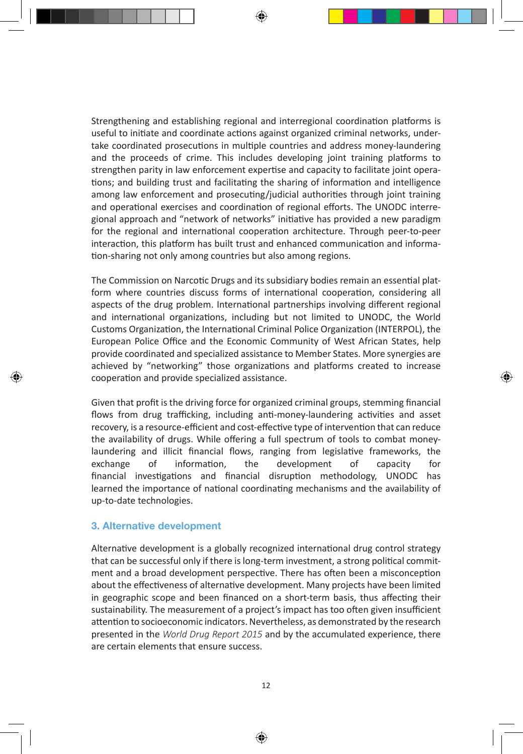Strengthening and establishing regional and interregional coordination platforms is useful to initiate and coordinate actions against organized criminal networks, undertake coordinated prosecutions in multiple countries and address money-laundering and the proceeds of crime. This includes developing joint training platforms to strengthen parity in law enforcement expertise and capacity to facilitate joint operations; and building trust and facilitating the sharing of information and intelligence among law enforcement and prosecuting/judicial authorities through joint training and operational exercises and coordination of regional efforts. The UNODC interregional approach and "network of networks" initiative has provided a new paradigm for the regional and international cooperation architecture. Through peer-to-peer interaction, this platform has built trust and enhanced communication and information-sharing not only among countries but also among regions.

The Commission on Narcotic Drugs and its subsidiary bodies remain an essential platform where countries discuss forms of international cooperation, considering all aspects of the drug problem. International partnerships involving different regional and international organizations, including but not limited to UNODC, the World Customs Organization, the International Criminal Police Organization (INTERPOL), the European Police Office and the Economic Community of West African States, help provide coordinated and specialized assistance to Member States. More synergies are achieved by "networking" those organizations and platforms created to increase cooperation and provide specialized assistance.

Given that profit is the driving force for organized criminal groups, stemming financial flows from drug trafficking, including anti-money-laundering activities and asset recovery, is a resource-efficient and cost-effective type of intervention that can reduce the availability of drugs. While offering a full spectrum of tools to combat money-laundering and illicit financial flows, ranging from legislative frameworks, the exchange of information, the development of capacity for financial investigations and financial disruption methodology, UNODC has learned the importance of national coordinating mechanisms and the availability of up-to-date technologies.

### 3. Alternative development

Alternative development is a globally recognized international drug control strategy that can be successful only if there is long-term investment, a strong political commitment and a broad development perspective. There has often been a misconception about the effectiveness of alternative development. Many projects have been limited in geographic scope and been financed on a short-term basis, thus affecting their sustainability. The measurement of a project's impact has too often given insufficient attention to socioeconomic indicators. Nevertheless, as demonstrated by the research presented in the *World Drug Report 2015* and by the accumulated experience, there are certain elements that ensure success.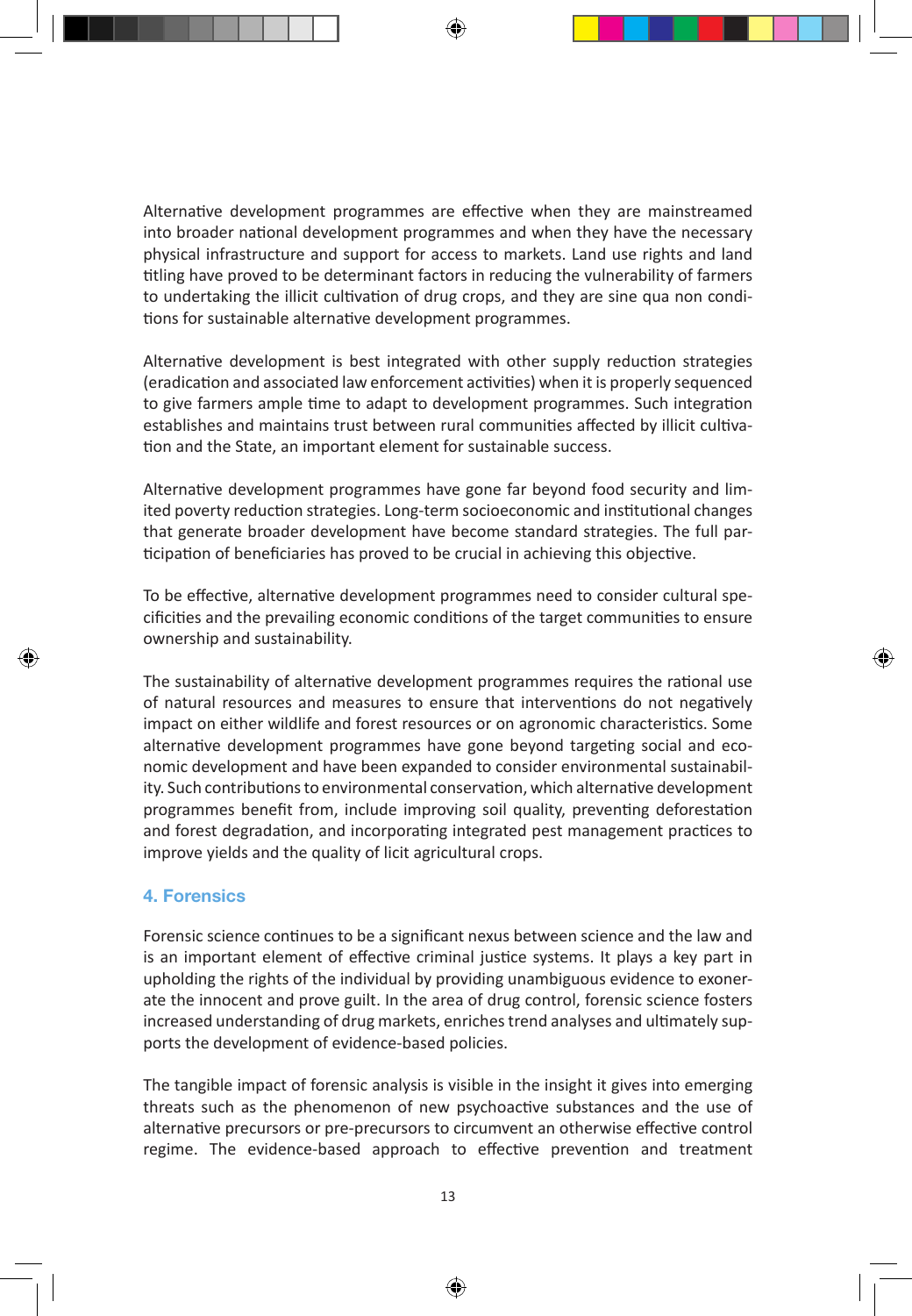Alternative development programmes are effective when they are mainstreamed into broader national development programmes and when they have the necessary physical infrastructure and support for access to markets. Land use rights and land titling have proved to be determinant factors in reducing the vulnerability of farmers to undertaking the illicit cultivation of drug crops, and they are sine qua non conditions for sustainable alternative development programmes.

Alternative development is best integrated with other supply reduction strategies (eradication and associated law enforcement activities) when it is properly sequenced to give farmers ample time to adapt to development programmes. Such integration establishes and maintains trust between rural communities affected by illicit cultivation and the State, an important element for sustainable success.

Alternative development programmes have gone far beyond food security and limited poverty reduction strategies. Long-term socioeconomic and institutional changes that generate broader development have become standard strategies. The full participation of beneficiaries has proved to be crucial in achieving this objective.

To be effective, alternative development programmes need to consider cultural specificities and the prevailing economic conditions of the target communities to ensure ownership and sustainability.

The sustainability of alternative development programmes requires the rational use of natural resources and measures to ensure that interventions do not negatively impact on either wildlife and forest resources or on agronomic characteristics. Some alternative development programmes have gone beyond targeting social and economic development and have been expanded to consider environmental sustainability. Such contributions to environmental conservation, which alternative development programmes benefit from, include improving soil quality, preventing deforestation and forest degradation, and incorporating integrated pest management practices to improve yields and the quality of licit agricultural crops.

### 4. Forensics

Forensic science continues to be a significant nexus between science and the law and is an important element of effective criminal justice systems. It plays a key part in upholding the rights of the individual by providing unambiguous evidence to exonerate the innocent and prove guilt. In the area of drug control, forensic science fosters increased understanding of drug markets, enriches trend analyses and ultimately supports the development of evidence-based policies.

The tangible impact of forensic analysis is visible in the insight it gives into emerging threats such as the phenomenon of new psychoactive substances and the use of alternative precursors or pre-precursors to circumvent an otherwise effective control regime. The evidence-based approach to effective prevention and treatment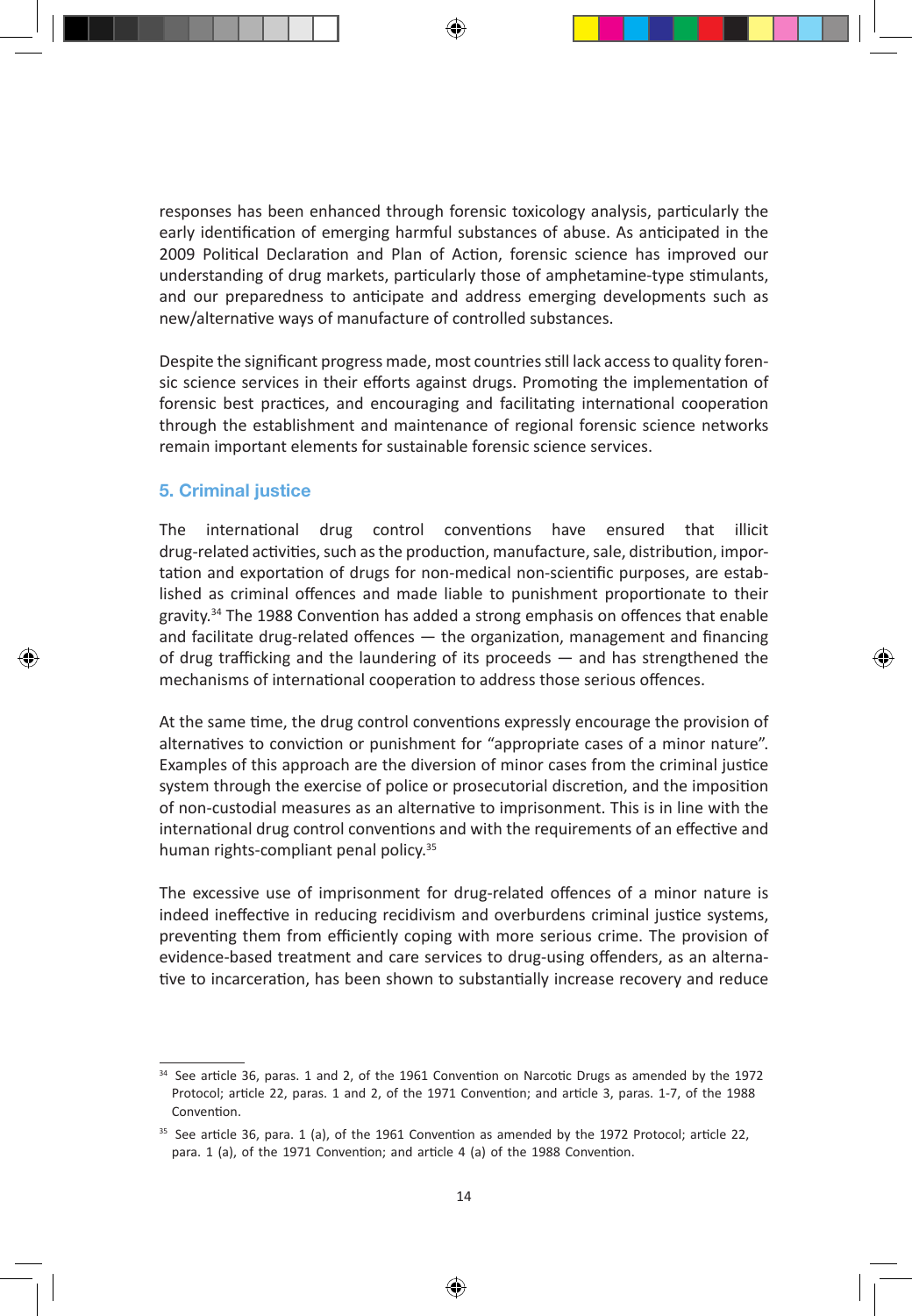responses has been enhanced through forensic toxicology analysis, particularly the early identification of emerging harmful substances of abuse. As anticipated in the 2009 Political Declaration and Plan of Action, forensic science has improved our understanding of drug markets, particularly those of amphetamine-type stimulants, and our preparedness to anticipate and address emerging developments such as new/alternative ways of manufacture of controlled substances.

Despite the significant progress made, most countries still lack access to quality forensic science services in their efforts against drugs. Promoting the implementation of forensic best practices, and encouraging and facilitating international cooperation through the establishment and maintenance of regional forensic science networks remain important elements for sustainable forensic science services.

## 5. Criminal justice

The international drug control conventions have ensured that illicit drug-related activities, such as the production, manufacture, sale, distribution, importation and exportation of drugs for non-medical non-scientific purposes, are established as criminal offences and made liable to punishment proportionate to their gravity.[34] The 1988 Convention has added a strong emphasis on offences that enable and facilitate drug-related offences — the organization, management and financing of drug trafficking and the laundering of its proceeds — and has strengthened the mechanisms of international cooperation to address those serious offences.

At the same time, the drug control conventions expressly encourage the provision of alternatives to conviction or punishment for "appropriate cases of a minor nature". Examples of this approach are the diversion of minor cases from the criminal justice system through the exercise of police or prosecutorial discretion, and the imposition of non-custodial measures as an alternative to imprisonment. This is in line with the international drug control conventions and with the requirements of an effective and human rights-compliant penal policy.[35]

The excessive use of imprisonment for drug-related offences of a minor nature is indeed ineffective in reducing recidivism and overburdens criminal justice systems, preventing them from efficiently coping with more serious crime. The provision of evidence-based treatment and care services to drug-using offenders, as an alternative to incarceration, has been shown to substantially increase recovery and reduce

---

[34] See article 36, paras. 1 and 2, of the 1961 Convention on Narcotic Drugs as amended by the 1972 Protocol; article 22, paras. 1 and 2, of the 1971 Convention; and article 3, paras. 1-7, of the 1988 Convention.

[35] See article 36, para. 1 (a), of the 1961 Convention as amended by the 1972 Protocol; article 22, para. 1 (a), of the 1971 Convention; and article 4 (a) of the 1988 Convention.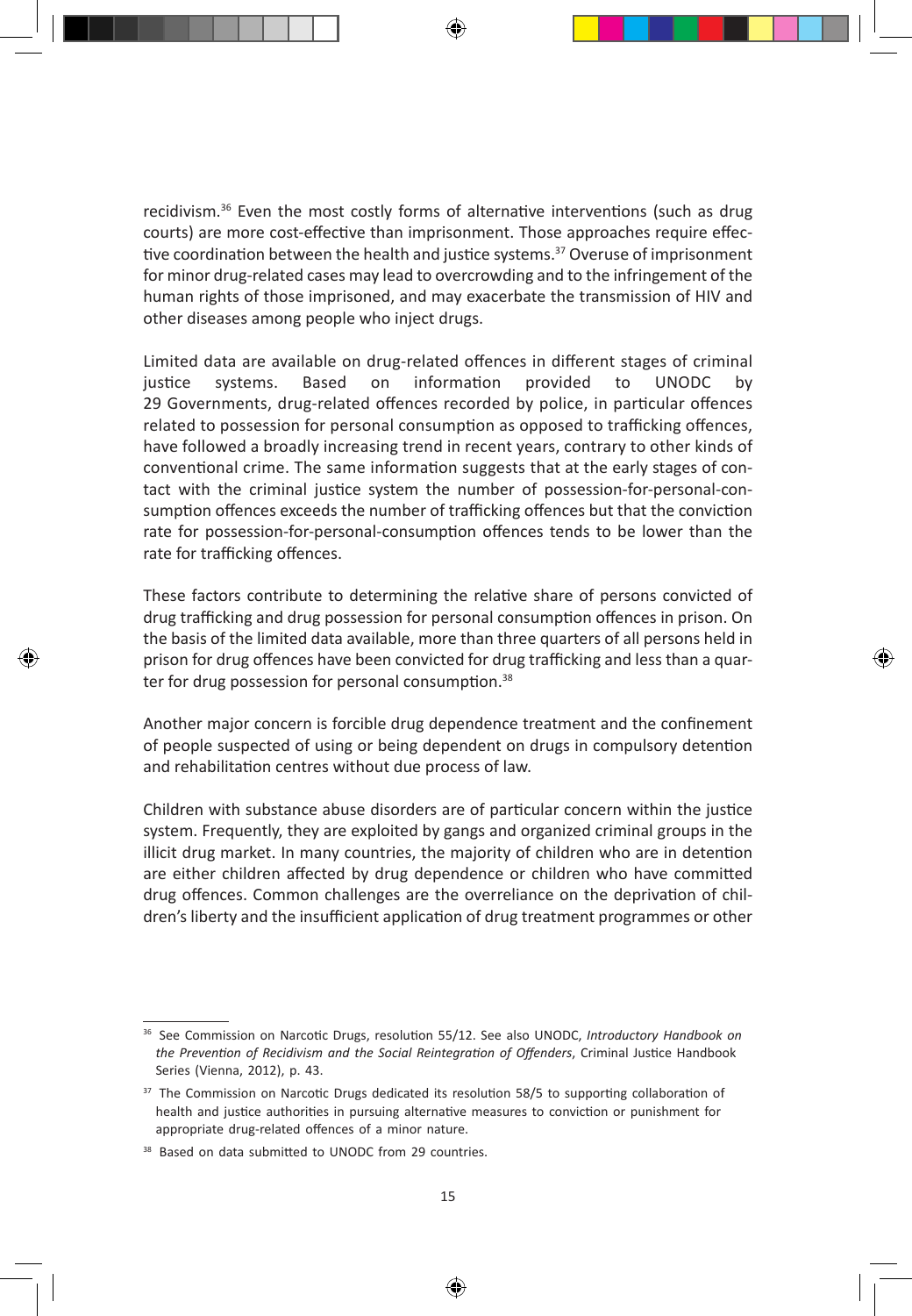recidivism.[36] Even the most costly forms of alternative interventions (such as drug courts) are more cost-effective than imprisonment. Those approaches require effective coordination between the health and justice systems.[37] Overuse of imprisonment for minor drug-related cases may lead to overcrowding and to the infringement of the human rights of those imprisoned, and may exacerbate the transmission of HIV and other diseases among people who inject drugs.

Limited data are available on drug-related offences in different stages of criminal justice systems. Based on information provided to UNODC by 29 Governments, drug-related offences recorded by police, in particular offences related to possession for personal consumption as opposed to trafficking offences, have followed a broadly increasing trend in recent years, contrary to other kinds of conventional crime. The same information suggests that at the early stages of contact with the criminal justice system the number of possession-for-personal-consumption offences exceeds the number of trafficking offences but that the conviction rate for possession-for-personal-consumption offences tends to be lower than the rate for trafficking offences.

These factors contribute to determining the relative share of persons convicted of drug trafficking and drug possession for personal consumption offences in prison. On the basis of the limited data available, more than three quarters of all persons held in prison for drug offences have been convicted for drug trafficking and less than a quarter for drug possession for personal consumption.[38]

Another major concern is forcible drug dependence treatment and the confinement of people suspected of using or being dependent on drugs in compulsory detention and rehabilitation centres without due process of law.

Children with substance abuse disorders are of particular concern within the justice system. Frequently, they are exploited by gangs and organized criminal groups in the illicit drug market. In many countries, the majority of children who are in detention are either children affected by drug dependence or children who have committed drug offences. Common challenges are the overreliance on the deprivation of children's liberty and the insufficient application of drug treatment programmes or other

---

[36] See Commission on Narcotic Drugs, resolution 55/12. See also UNODC, *Introductory Handbook on the Prevention of Recidivism and the Social Reintegration of Offenders*, Criminal Justice Handbook Series (Vienna, 2012), p. 43.

[37] The Commission on Narcotic Drugs dedicated its resolution 58/5 to supporting collaboration of health and justice authorities in pursuing alternative measures to conviction or punishment for appropriate drug-related offences of a minor nature.

[38] Based on data submitted to UNODC from 29 countries.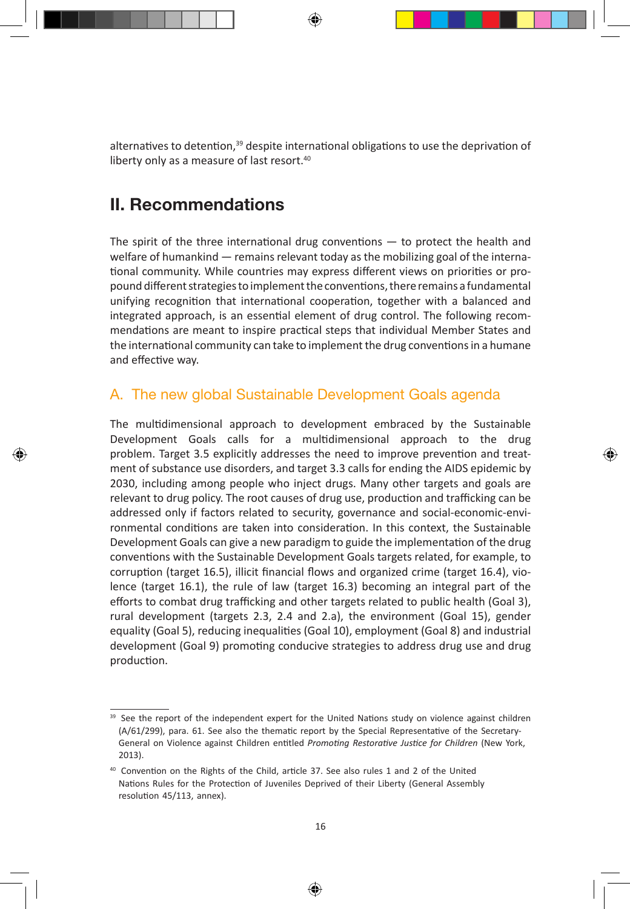alternatives to detention,[39] despite international obligations to use the deprivation of liberty only as a measure of last resort.[40]

## II. Recommendations

The spirit of the three international drug conventions — to protect the health and welfare of humankind — remains relevant today as the mobilizing goal of the international community. While countries may express different views on priorities or propound different strategies to implement the conventions, there remains a fundamental unifying recognition that international cooperation, together with a balanced and integrated approach, is an essential element of drug control. The following recommendations are meant to inspire practical steps that individual Member States and the international community can take to implement the drug conventions in a humane and effective way.

### A. The new global Sustainable Development Goals agenda

The multidimensional approach to development embraced by the Sustainable Development Goals calls for a multidimensional approach to the drug problem. Target 3.5 explicitly addresses the need to improve prevention and treatment of substance use disorders, and target 3.3 calls for ending the AIDS epidemic by 2030, including among people who inject drugs. Many other targets and goals are relevant to drug policy. The root causes of drug use, production and trafficking can be addressed only if factors related to security, governance and social-economic-environmental conditions are taken into consideration. In this context, the Sustainable Development Goals can give a new paradigm to guide the implementation of the drug conventions with the Sustainable Development Goals targets related, for example, to corruption (target 16.5), illicit financial flows and organized crime (target 16.4), violence (target 16.1), the rule of law (target 16.3) becoming an integral part of the efforts to combat drug trafficking and other targets related to public health (Goal 3), rural development (targets 2.3, 2.4 and 2.a), the environment (Goal 15), gender equality (Goal 5), reducing inequalities (Goal 10), employment (Goal 8) and industrial development (Goal 9) promoting conducive strategies to address drug use and drug production.

---

[39] See the report of the independent expert for the United Nations study on violence against children (A/61/299), para. 61. See also the thematic report by the Special Representative of the Secretary-General on Violence against Children entitled *Promoting Restorative Justice for Children* (New York, 2013).

[40] Convention on the Rights of the Child, article 37. See also rules 1 and 2 of the United Nations Rules for the Protection of Juveniles Deprived of their Liberty (General Assembly resolution 45/113, annex).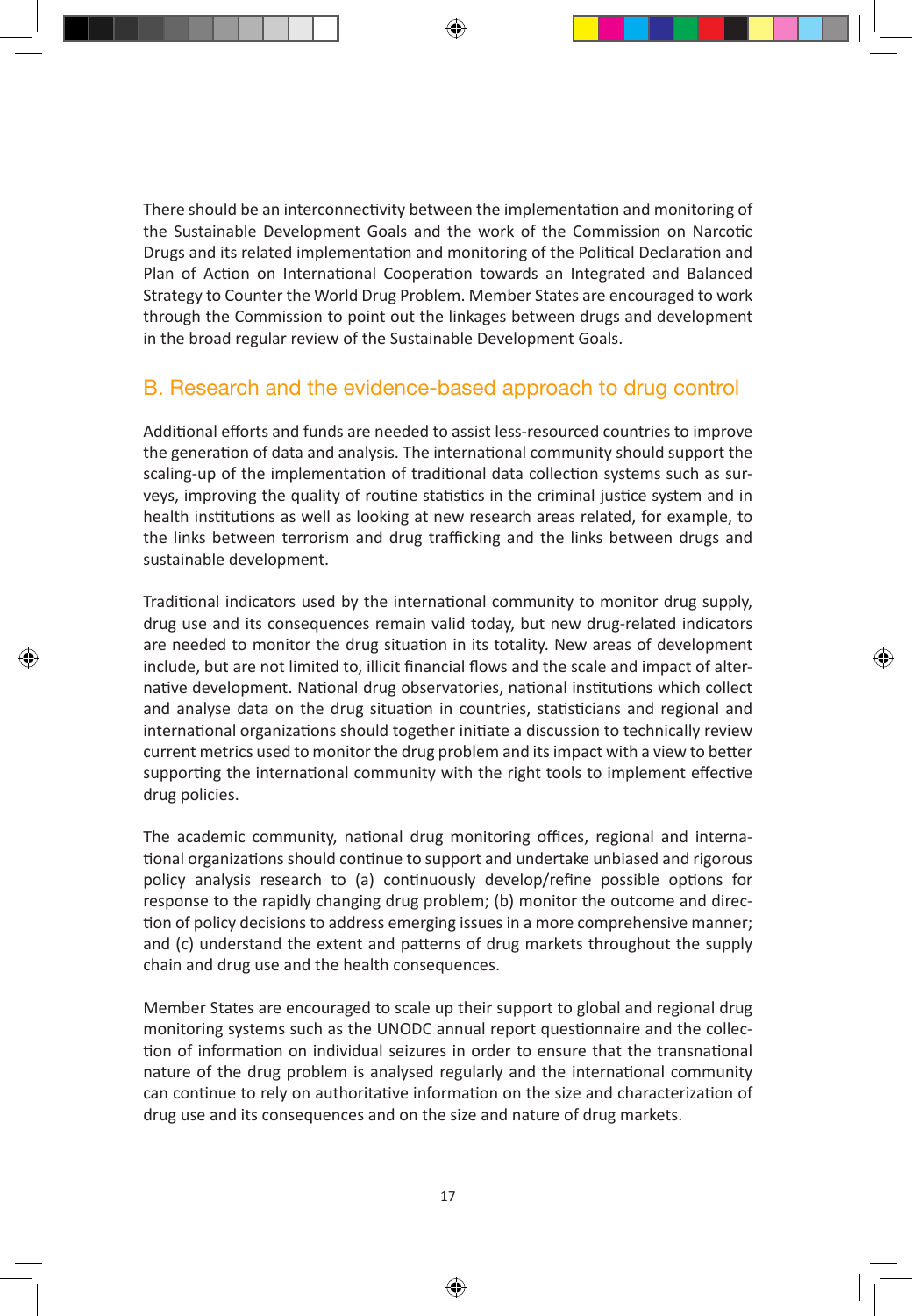There should be an interconnectivity between the implementation and monitoring of the Sustainable Development Goals and the work of the Commission on Narcotic Drugs and its related implementation and monitoring of the Political Declaration and Plan of Action on International Cooperation towards an Integrated and Balanced Strategy to Counter the World Drug Problem. Member States are encouraged to work through the Commission to point out the linkages between drugs and development in the broad regular review of the Sustainable Development Goals.

## B. Research and the evidence-based approach to drug control

Additional efforts and funds are needed to assist less-resourced countries to improve the generation of data and analysis. The international community should support the scaling-up of the implementation of traditional data collection systems such as surveys, improving the quality of routine statistics in the criminal justice system and in health institutions as well as looking at new research areas related, for example, to the links between terrorism and drug trafficking and the links between drugs and sustainable development.

Traditional indicators used by the international community to monitor drug supply, drug use and its consequences remain valid today, but new drug-related indicators are needed to monitor the drug situation in its totality. New areas of development include, but are not limited to, illicit financial flows and the scale and impact of alternative development. National drug observatories, national institutions which collect and analyse data on the drug situation in countries, statisticians and regional and international organizations should together initiate a discussion to technically review current metrics used to monitor the drug problem and its impact with a view to better supporting the international community with the right tools to implement effective drug policies.

The academic community, national drug monitoring offices, regional and international organizations should continue to support and undertake unbiased and rigorous policy analysis research to (a) continuously develop/refine possible options for response to the rapidly changing drug problem; (b) monitor the outcome and direction of policy decisions to address emerging issues in a more comprehensive manner; and (c) understand the extent and patterns of drug markets throughout the supply chain and drug use and the health consequences.

Member States are encouraged to scale up their support to global and regional drug monitoring systems such as the UNODC annual report questionnaire and the collection of information on individual seizures in order to ensure that the transnational nature of the drug problem is analysed regularly and the international community can continue to rely on authoritative information on the size and characterization of drug use and its consequences and on the size and nature of drug markets.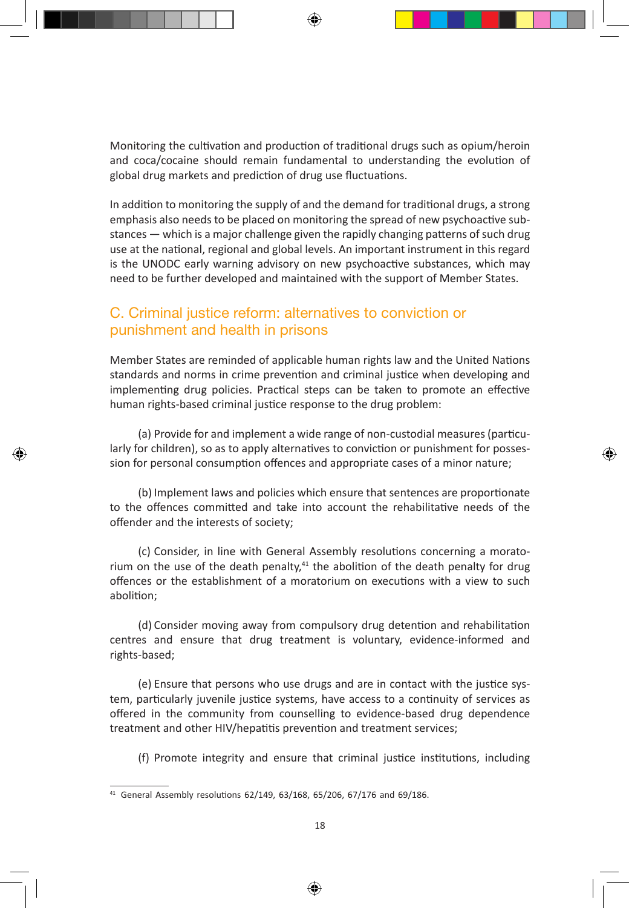Monitoring the cultivation and production of traditional drugs such as opium/heroin and coca/cocaine should remain fundamental to understanding the evolution of global drug markets and prediction of drug use fluctuations.

In addition to monitoring the supply of and the demand for traditional drugs, a strong emphasis also needs to be placed on monitoring the spread of new psychoactive substances — which is a major challenge given the rapidly changing patterns of such drug use at the national, regional and global levels. An important instrument in this regard is the UNODC early warning advisory on new psychoactive substances, which may need to be further developed and maintained with the support of Member States.

## C. Criminal justice reform: alternatives to conviction or punishment and health in prisons

Member States are reminded of applicable human rights law and the United Nations standards and norms in crime prevention and criminal justice when developing and implementing drug policies. Practical steps can be taken to promote an effective human rights-based criminal justice response to the drug problem:

(a) Provide for and implement a wide range of non-custodial measures (particularly for children), so as to apply alternatives to conviction or punishment for possession for personal consumption offences and appropriate cases of a minor nature;

(b) Implement laws and policies which ensure that sentences are proportionate to the offences committed and take into account the rehabilitative needs of the offender and the interests of society;

(c) Consider, in line with General Assembly resolutions concerning a moratorium on the use of the death penalty,[41] the abolition of the death penalty for drug offences or the establishment of a moratorium on executions with a view to such abolition;

(d) Consider moving away from compulsory drug detention and rehabilitation centres and ensure that drug treatment is voluntary, evidence-informed and rights-based;

(e) Ensure that persons who use drugs and are in contact with the justice system, particularly juvenile justice systems, have access to a continuity of services as offered in the community from counselling to evidence-based drug dependence treatment and other HIV/hepatitis prevention and treatment services;

(f) Promote integrity and ensure that criminal justice institutions, including

---

[41] General Assembly resolutions 62/149, 63/168, 65/206, 67/176 and 69/186.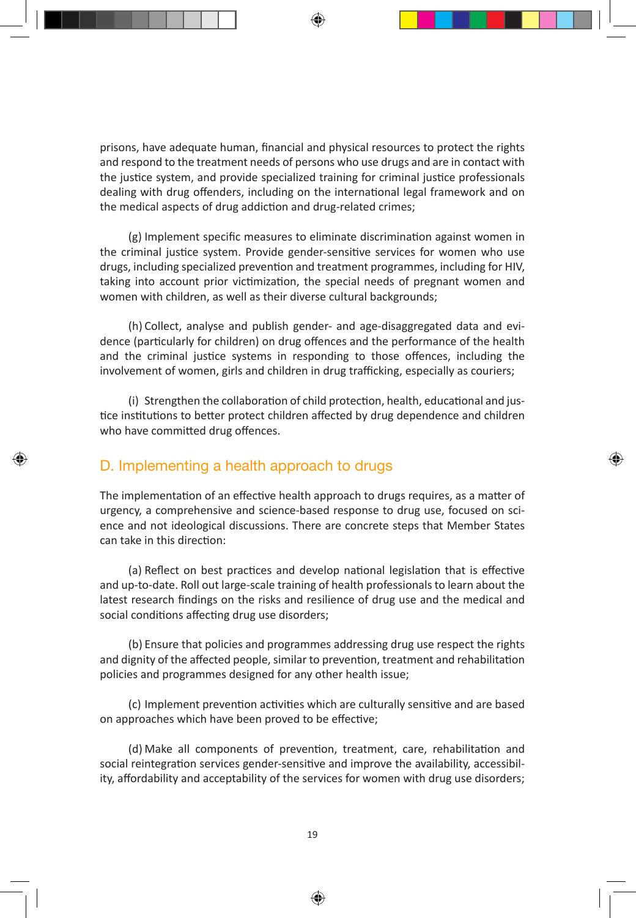prisons, have adequate human, financial and physical resources to protect the rights and respond to the treatment needs of persons who use drugs and are in contact with the justice system, and provide specialized training for criminal justice professionals dealing with drug offenders, including on the international legal framework and on the medical aspects of drug addiction and drug-related crimes;

(g) Implement specific measures to eliminate discrimination against women in the criminal justice system. Provide gender-sensitive services for women who use drugs, including specialized prevention and treatment programmes, including for HIV, taking into account prior victimization, the special needs of pregnant women and women with children, as well as their diverse cultural backgrounds;

(h) Collect, analyse and publish gender- and age-disaggregated data and evidence (particularly for children) on drug offences and the performance of the health and the criminal justice systems in responding to those offences, including the involvement of women, girls and children in drug trafficking, especially as couriers;

(i) Strengthen the collaboration of child protection, health, educational and justice institutions to better protect children affected by drug dependence and children who have committed drug offences.

## D. Implementing a health approach to drugs

The implementation of an effective health approach to drugs requires, as a matter of urgency, a comprehensive and science-based response to drug use, focused on science and not ideological discussions. There are concrete steps that Member States can take in this direction:

(a) Reflect on best practices and develop national legislation that is effective and up-to-date. Roll out large-scale training of health professionals to learn about the latest research findings on the risks and resilience of drug use and the medical and social conditions affecting drug use disorders;

(b) Ensure that policies and programmes addressing drug use respect the rights and dignity of the affected people, similar to prevention, treatment and rehabilitation policies and programmes designed for any other health issue;

(c) Implement prevention activities which are culturally sensitive and are based on approaches which have been proved to be effective;

(d) Make all components of prevention, treatment, care, rehabilitation and social reintegration services gender-sensitive and improve the availability, accessibility, affordability and acceptability of the services for women with drug use disorders;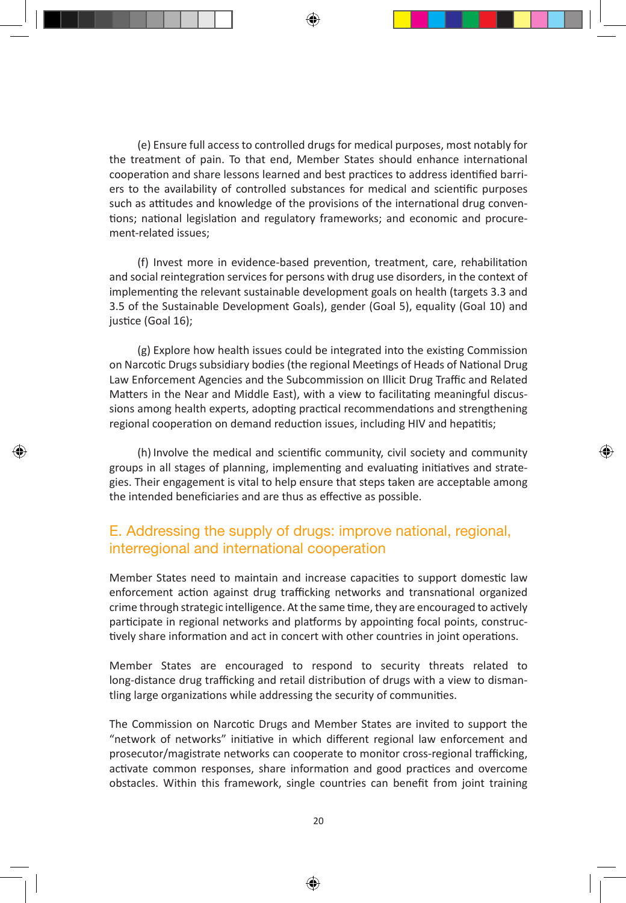(e) Ensure full access to controlled drugs for medical purposes, most notably for the treatment of pain. To that end, Member States should enhance international cooperation and share lessons learned and best practices to address identified barriers to the availability of controlled substances for medical and scientific purposes such as attitudes and knowledge of the provisions of the international drug conventions; national legislation and regulatory frameworks; and economic and procurement-related issues;

(f) Invest more in evidence-based prevention, treatment, care, rehabilitation and social reintegration services for persons with drug use disorders, in the context of implementing the relevant sustainable development goals on health (targets 3.3 and 3.5 of the Sustainable Development Goals), gender (Goal 5), equality (Goal 10) and justice (Goal 16);

(g) Explore how health issues could be integrated into the existing Commission on Narcotic Drugs subsidiary bodies (the regional Meetings of Heads of National Drug Law Enforcement Agencies and the Subcommission on Illicit Drug Traffic and Related Matters in the Near and Middle East), with a view to facilitating meaningful discussions among health experts, adopting practical recommendations and strengthening regional cooperation on demand reduction issues, including HIV and hepatitis;

(h) Involve the medical and scientific community, civil society and community groups in all stages of planning, implementing and evaluating initiatives and strategies. Their engagement is vital to help ensure that steps taken are acceptable among the intended beneficiaries and are thus as effective as possible.

## E. Addressing the supply of drugs: improve national, regional, interregional and international cooperation

Member States need to maintain and increase capacities to support domestic law enforcement action against drug trafficking networks and transnational organized crime through strategic intelligence. At the same time, they are encouraged to actively participate in regional networks and platforms by appointing focal points, constructively share information and act in concert with other countries in joint operations.

Member States are encouraged to respond to security threats related to long-distance drug trafficking and retail distribution of drugs with a view to dismantling large organizations while addressing the security of communities.

The Commission on Narcotic Drugs and Member States are invited to support the "network of networks" initiative in which different regional law enforcement and prosecutor/magistrate networks can cooperate to monitor cross-regional trafficking, activate common responses, share information and good practices and overcome obstacles. Within this framework, single countries can benefit from joint training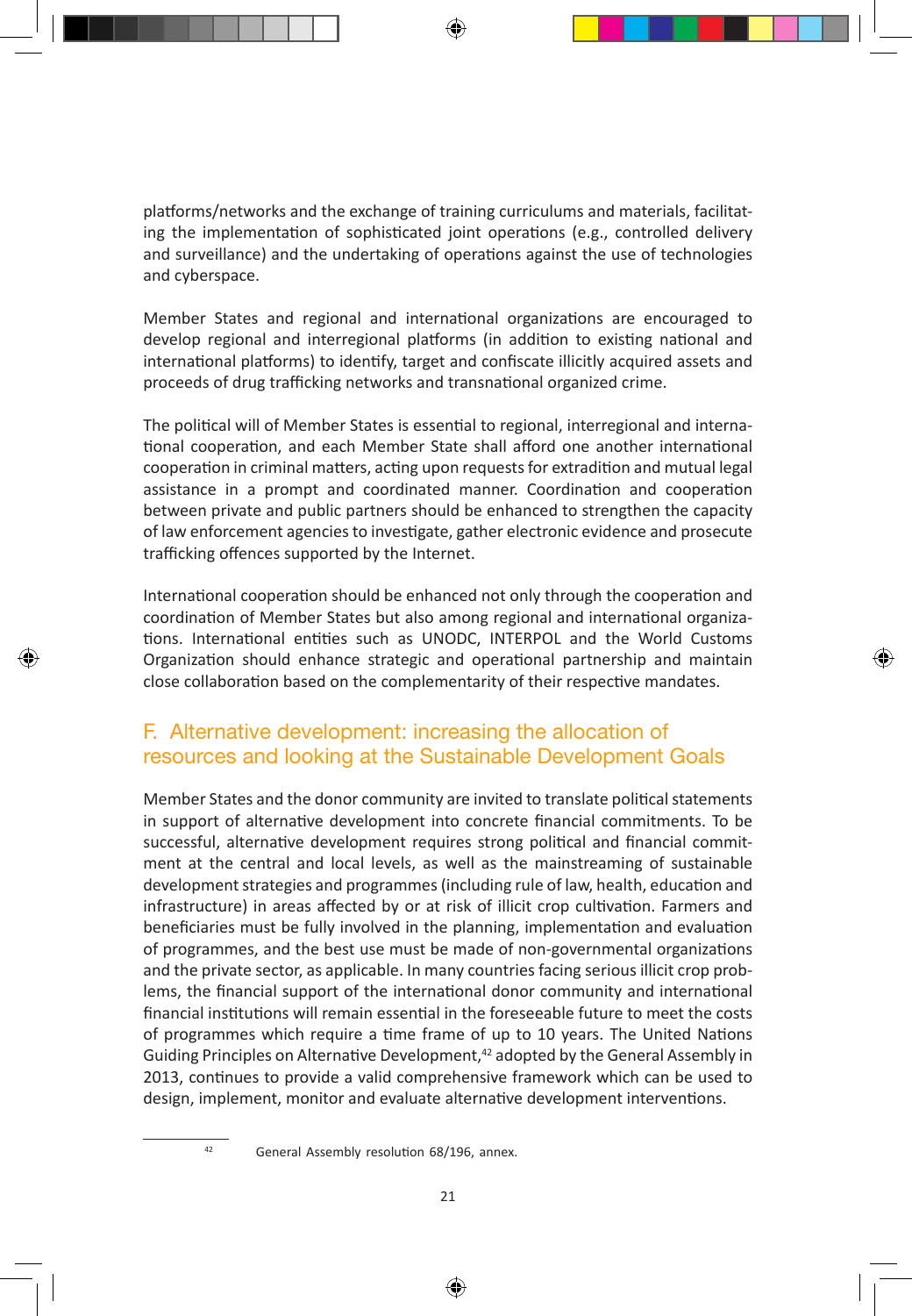platforms/networks and the exchange of training curriculums and materials, facilitating the implementation of sophisticated joint operations (e.g., controlled delivery and surveillance) and the undertaking of operations against the use of technologies and cyberspace.

Member States and regional and international organizations are encouraged to develop regional and interregional platforms (in addition to existing national and international platforms) to identify, target and confiscate illicitly acquired assets and proceeds of drug trafficking networks and transnational organized crime.

The political will of Member States is essential to regional, interregional and international cooperation, and each Member State shall afford one another international cooperation in criminal matters, acting upon requests for extradition and mutual legal assistance in a prompt and coordinated manner. Coordination and cooperation between private and public partners should be enhanced to strengthen the capacity of law enforcement agencies to investigate, gather electronic evidence and prosecute trafficking offences supported by the Internet.

International cooperation should be enhanced not only through the cooperation and coordination of Member States but also among regional and international organizations. International entities such as UNODC, INTERPOL and the World Customs Organization should enhance strategic and operational partnership and maintain close collaboration based on the complementarity of their respective mandates.

## F. Alternative development: increasing the allocation of resources and looking at the Sustainable Development Goals

Member States and the donor community are invited to translate political statements in support of alternative development into concrete financial commitments. To be successful, alternative development requires strong political and financial commitment at the central and local levels, as well as the mainstreaming of sustainable development strategies and programmes (including rule of law, health, education and infrastructure) in areas affected by or at risk of illicit crop cultivation. Farmers and beneficiaries must be fully involved in the planning, implementation and evaluation of programmes, and the best use must be made of non-governmental organizations and the private sector, as applicable. In many countries facing serious illicit crop problems, the financial support of the international donor community and international financial institutions will remain essential in the foreseeable future to meet the costs of programmes which require a time frame of up to 10 years. The United Nations Guiding Principles on Alternative Development,[42] adopted by the General Assembly in 2013, continues to provide a valid comprehensive framework which can be used to design, implement, monitor and evaluate alternative development interventions.

[42] General Assembly resolution 68/196, annex.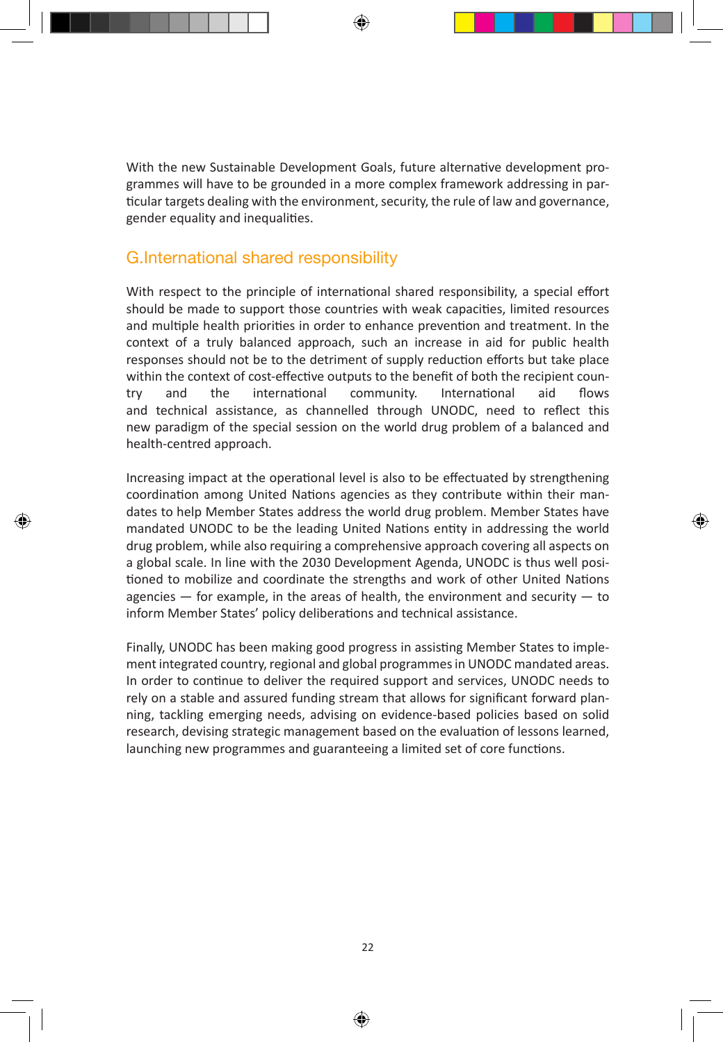With the new Sustainable Development Goals, future alternative development programmes will have to be grounded in a more complex framework addressing in particular targets dealing with the environment, security, the rule of law and governance, gender equality and inequalities.

## G. International shared responsibility

With respect to the principle of international shared responsibility, a special effort should be made to support those countries with weak capacities, limited resources and multiple health priorities in order to enhance prevention and treatment. In the context of a truly balanced approach, such an increase in aid for public health responses should not be to the detriment of supply reduction efforts but take place within the context of cost-effective outputs to the benefit of both the recipient country and the international community. International aid flows and technical assistance, as channelled through UNODC, need to reflect this new paradigm of the special session on the world drug problem of a balanced and health-centred approach.

Increasing impact at the operational level is also to be effectuated by strengthening coordination among United Nations agencies as they contribute within their mandates to help Member States address the world drug problem. Member States have mandated UNODC to be the leading United Nations entity in addressing the world drug problem, while also requiring a comprehensive approach covering all aspects on a global scale. In line with the 2030 Development Agenda, UNODC is thus well positioned to mobilize and coordinate the strengths and work of other United Nations agencies — for example, in the areas of health, the environment and security — to inform Member States' policy deliberations and technical assistance.

Finally, UNODC has been making good progress in assisting Member States to implement integrated country, regional and global programmes in UNODC mandated areas. In order to continue to deliver the required support and services, UNODC needs to rely on a stable and assured funding stream that allows for significant forward planning, tackling emerging needs, advising on evidence-based policies based on solid research, devising strategic management based on the evaluation of lessons learned, launching new programmes and guaranteeing a limited set of core functions.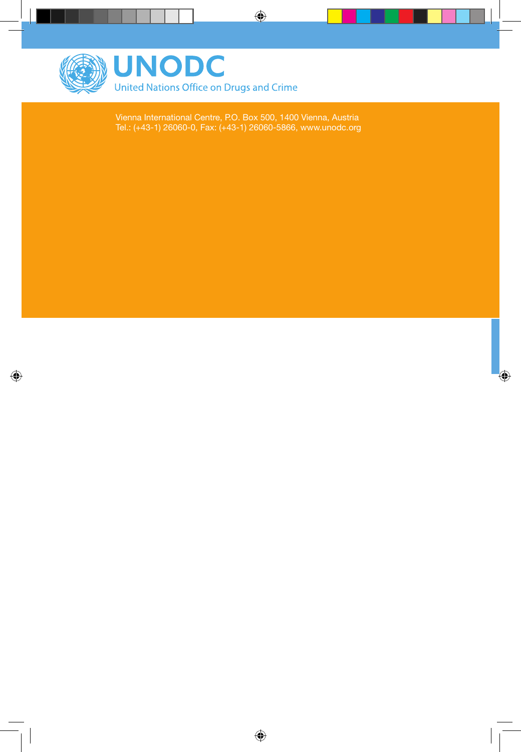# UNODC

United Nations Office on Drugs and Crime

Vienna International Centre, P.O. Box 500, 1400 Vienna, Austria
Tel.: (+43-1) 26060-0, Fax: (+43-1) 26060-5866, www.unodc.org